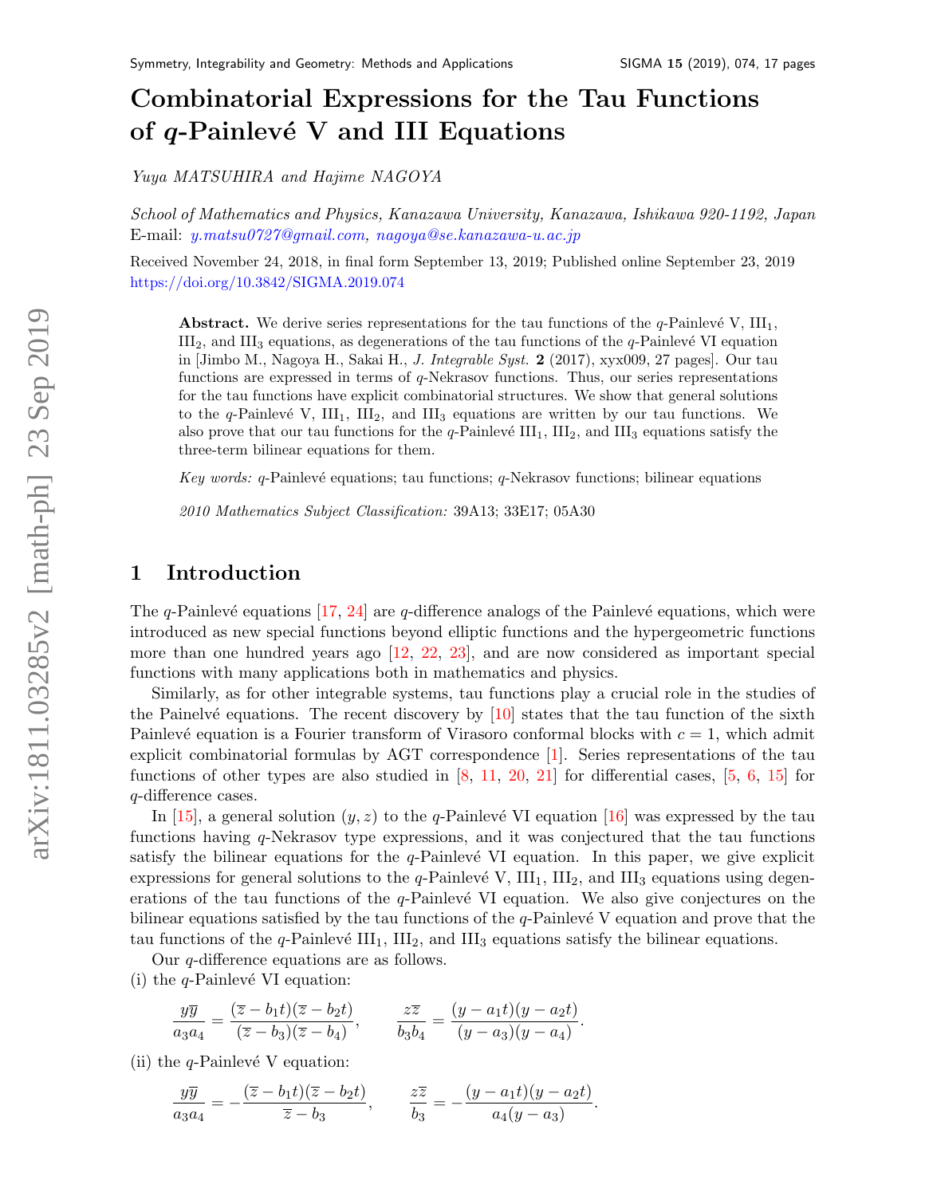# Combinatorial Expressions for the Tau Functions of $q$-Painlevé V and III Equations

*Yuya MATSUHIRA and Hajime NAGOYA*

*School of Mathematics and Physics, Kanazawa University, Kanazawa, Ishikawa 920-1192, Japan*
E-mail: y.matsu0727@gmail.com, nagoya@se.kanazawa-u.ac.jp

Received November 24, 2018, in final form September 13, 2019; Published online September 23, 2019
https://doi.org/10.3842/SIGMA.2019.074

**Abstract.** We derive series representations for the tau functions of the $q$-Painlevé V, $\mathrm{III}_1$, $\mathrm{III}_2$, and $\mathrm{III}_3$ equations, as degenerations of the tau functions of the $q$-Painlevé VI equation in [Jimbo M., Nagoya H., Sakai H., *J. Integrable Syst.* **2** (2017), xyx009, 27 pages]. Our tau functions are expressed in terms of $q$-Nekrasov functions. Thus, our series representations for the tau functions have explicit combinatorial structures. We show that general solutions to the $q$-Painlevé V, $\mathrm{III}_1$, $\mathrm{III}_2$, and $\mathrm{III}_3$ equations are written by our tau functions. We also prove that our tau functions for the $q$-Painlevé $\mathrm{III}_1$, $\mathrm{III}_2$, and $\mathrm{III}_3$ equations satisfy the three-term bilinear equations for them.

*Key words:* $q$-Painlevé equations; tau functions; $q$-Nekrasov functions; bilinear equations

*2010 Mathematics Subject Classification:* 39A13; 33E17; 05A30

## 1 Introduction

The $q$-Painlevé equations [17, 24] are $q$-difference analogs of the Painlevé equations, which were introduced as new special functions beyond elliptic functions and the hypergeometric functions more than one hundred years ago [12, 22, 23], and are now considered as important special functions with many applications both in mathematics and physics.

Similarly, as for other integrable systems, tau functions play a crucial role in the studies of the Painelvé equations. The recent discovery by [10] states that the tau function of the sixth Painlevé equation is a Fourier transform of Virasoro conformal blocks with $c = 1$, which admit explicit combinatorial formulas by AGT correspondence [1]. Series representations of the tau functions of other types are also studied in [8, 11, 20, 21] for differential cases, [5, 6, 15] for $q$-difference cases.

In [15], a general solution $(y, z)$ to the $q$-Painlevé VI equation [16] was expressed by the tau functions having $q$-Nekrasov type expressions, and it was conjectured that the tau functions satisfy the bilinear equations for the $q$-Painlevé VI equation. In this paper, we give explicit expressions for general solutions to the $q$-Painlevé V, $\mathrm{III}_1$, $\mathrm{III}_2$, and $\mathrm{III}_3$ equations using degenerations of the tau functions of the $q$-Painlevé VI equation. We also give conjectures on the bilinear equations satisfied by the tau functions of the $q$-Painlevé V equation and prove that the tau functions of the $q$-Painlevé $\mathrm{III}_1$, $\mathrm{III}_2$, and $\mathrm{III}_3$ equations satisfy the bilinear equations.

Our $q$-difference equations are as follows.

(i) the $q$-Painlevé VI equation:

$$\frac{y\overline{y}}{a_3a_4} = \frac{(\overline{z}-b_1t)(\overline{z}-b_2t)}{(\overline{z}-b_3)(\overline{z}-b_4)}, \qquad \frac{z\overline{z}}{b_3b_4} = \frac{(y-a_1t)(y-a_2t)}{(y-a_3)(y-a_4)}.$$

(ii) the $q$-Painlevé V equation:

$$\frac{y\overline{y}}{a_3a_4} = -\frac{(\overline{z}-b_1t)(\overline{z}-b_2t)}{\overline{z}-b_3}, \qquad \frac{z\overline{z}}{b_3} = -\frac{(y-a_1t)(y-a_2t)}{a_4(y-a_3)}.$$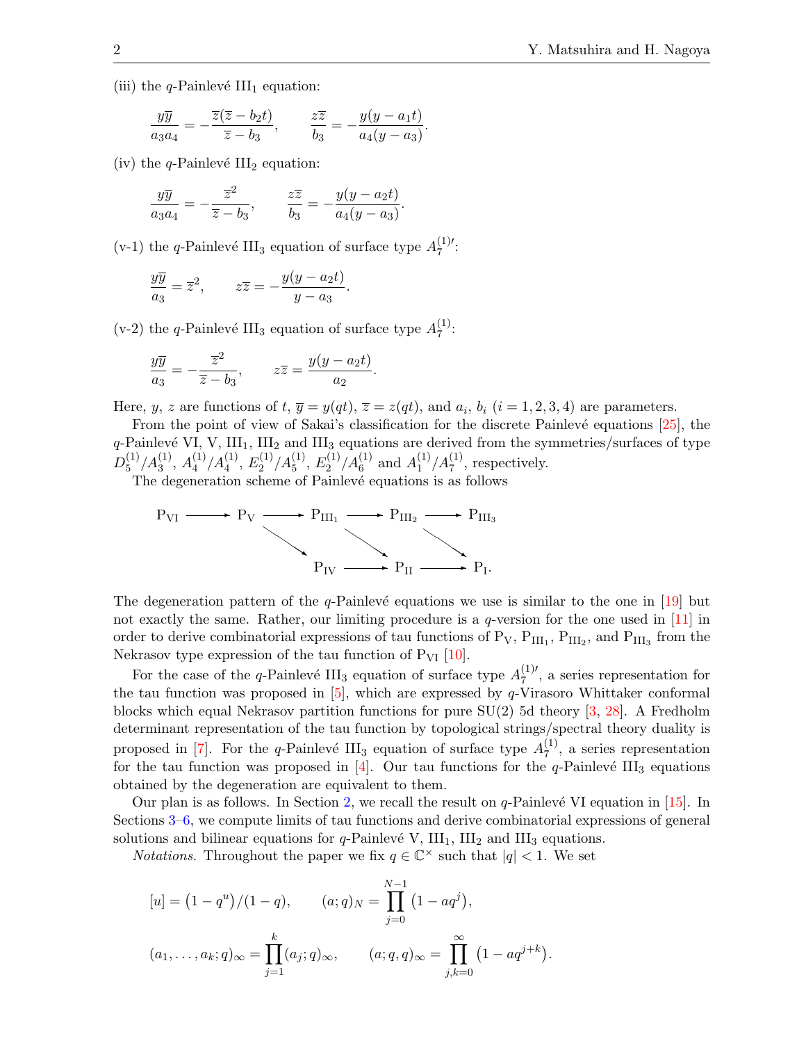(iii) the $q$-Painlevé $\mathrm{III}_1$ equation:

$$\frac{y\overline{y}}{a_3a_4} = -\frac{\overline{z}(\overline{z}-b_2t)}{\overline{z}-b_3}, \qquad \frac{z\overline{z}}{b_3} = -\frac{y(y-a_1t)}{a_4(y-a_3)}.$$

(iv) the $q$-Painlevé $\mathrm{III}_2$ equation:

$$\frac{y\overline{y}}{a_3a_4} = -\frac{\overline{z}^2}{\overline{z}-b_3}, \qquad \frac{z\overline{z}}{b_3} = -\frac{y(y-a_2t)}{a_4(y-a_3)}.$$

(v-1) the $q$-Painlevé $\mathrm{III}_3$ equation of surface type $A_7^{(1)\prime}$:

$$\frac{y\overline{y}}{a_3} = \overline{z}^2, \qquad z\overline{z} = -\frac{y(y-a_2t)}{y-a_3}.$$

(v-2) the $q$-Painlevé $\mathrm{III}_3$ equation of surface type $A_7^{(1)}$:

$$\frac{y\overline{y}}{a_3} = -\frac{\overline{z}^2}{\overline{z}-b_3}, \qquad z\overline{z} = \frac{y(y-a_2t)}{a_2}.$$

Here, $y$, $z$ are functions of $t$, $\overline{y} = y(qt)$, $\overline{z} = z(qt)$, and $a_i$, $b_i$ $(i = 1,2,3,4)$ are parameters.

From the point of view of Sakai's classification for the discrete Painlevé equations [25], the $q$-Painlevé VI, V, $\mathrm{III}_1$, $\mathrm{III}_2$ and $\mathrm{III}_3$ equations are derived from the symmetries/surfaces of type $D_5^{(1)}/A_3^{(1)}$, $A_4^{(1)}/A_4^{(1)}$, $E_2^{(1)}/A_5^{(1)}$, $E_2^{(1)}/A_6^{(1)}$ and $A_1^{(1)}/A_7^{(1)}$, respectively.

The degeneration scheme of Painlevé equations is as follows

$$\begin{array}{ccccccccc}
\mathrm{P_{VI}} & \longrightarrow & \mathrm{P_{V}} & \longrightarrow & \mathrm{P_{III_1}} & \longrightarrow & \mathrm{P_{III_2}} & \longrightarrow & \mathrm{P_{III_3}} \\
 & & & \searrow & & \searrow & & \searrow & \\
 & & & & \mathrm{P_{IV}} & \longrightarrow & \mathrm{P_{II}} & \longrightarrow & \mathrm{P_{I}}.
\end{array}$$

The degeneration pattern of the $q$-Painlevé equations we use is similar to the one in [19] but not exactly the same. Rather, our limiting procedure is a $q$-version for the one used in [11] in order to derive combinatorial expressions of tau functions of $\mathrm{P_V}$, $\mathrm{P_{III_1}}$, $\mathrm{P_{III_2}}$, and $\mathrm{P_{III_3}}$ from the Nekrasov type expression of the tau function of $\mathrm{P_{VI}}$ [10].

For the case of the $q$-Painlevé $\mathrm{III}_3$ equation of surface type $A_7^{(1)\prime}$, a series representation for the tau function was proposed in [5], which are expressed by $q$-Virasoro Whittaker conformal blocks which equal Nekrasov partition functions for pure SU(2) 5d theory [3, 28]. A Fredholm determinant representation of the tau function by topological strings/spectral theory duality is proposed in [7]. For the $q$-Painlevé $\mathrm{III}_3$ equation of surface type $A_7^{(1)}$, a series representation for the tau function was proposed in [4]. Our tau functions for the $q$-Painlevé $\mathrm{III}_3$ equations obtained by the degeneration are equivalent to them.

Our plan is as follows. In Section 2, we recall the result on $q$-Painlevé VI equation in [15]. In Sections 3–6, we compute limits of tau functions and derive combinatorial expressions of general solutions and bilinear equations for $q$-Painlevé V, $\mathrm{III}_1$, $\mathrm{III}_2$ and $\mathrm{III}_3$ equations.

*Notations.* Throughout the paper we fix $q \in \mathbb{C}^\times$ such that $|q| < 1$. We set

$$[u] = \left(1-q^u\right)/(1-q), \qquad (a;q)_N = \prod_{j=0}^{N-1}\left(1-aq^j\right),$$

$$(a_1,\dots,a_k;q)_\infty = \prod_{j=1}^{k}(a_j;q)_\infty, \qquad (a;q,q)_\infty = \prod_{j,k=0}^{\infty}\left(1-aq^{j+k}\right).$$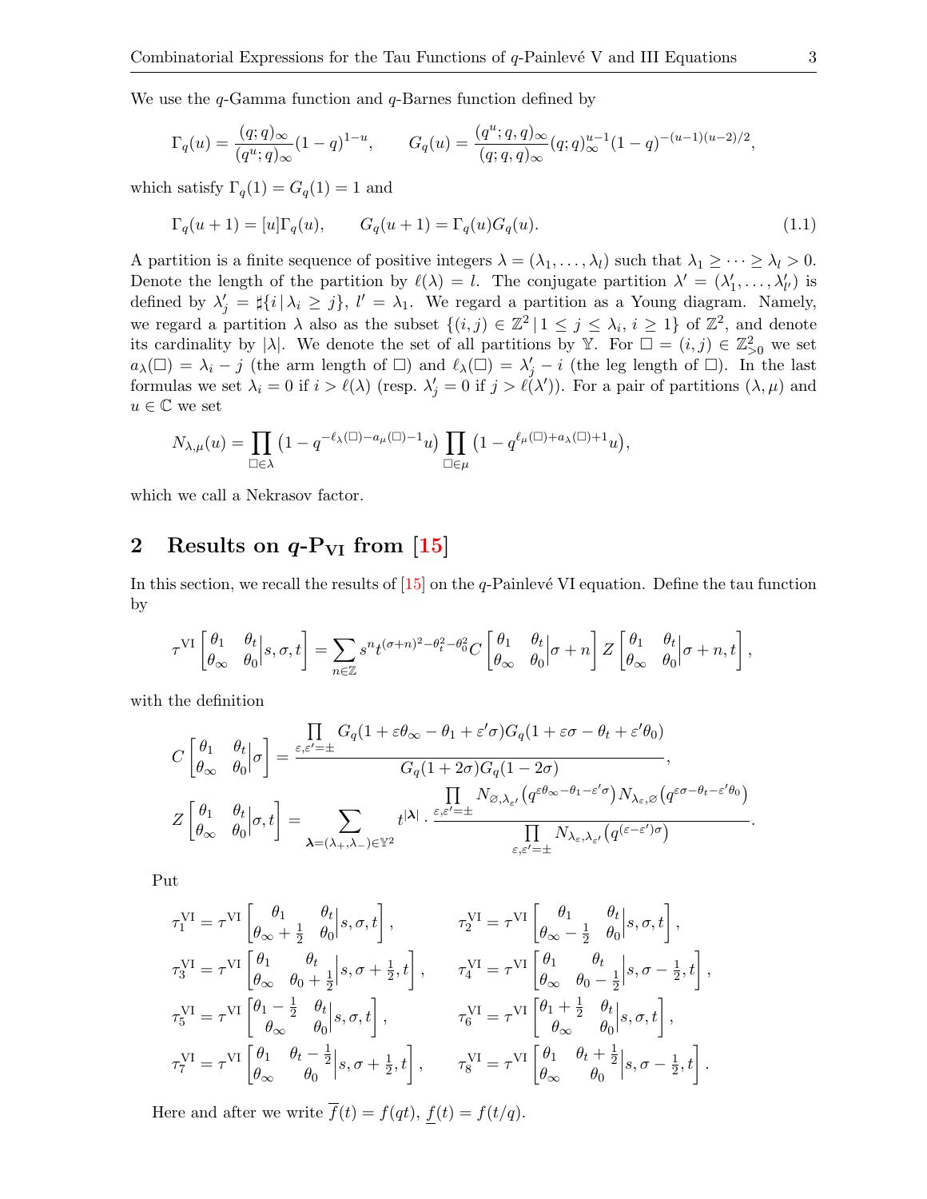We use the $q$-Gamma function and $q$-Barnes function defined by

$$\Gamma_q(u) = \frac{(q;q)_\infty}{(q^u;q)_\infty}(1-q)^{1-u}, \qquad G_q(u) = \frac{(q^u;q,q)_\infty}{(q;q,q)_\infty}(q;q)_\infty^{u-1}(1-q)^{-(u-1)(u-2)/2},$$

which satisfy $\Gamma_q(1) = G_q(1) = 1$ and

$$\Gamma_q(u+1) = [u]\Gamma_q(u), \qquad G_q(u+1) = \Gamma_q(u)G_q(u). \tag{1.1}$$

A partition is a finite sequence of positive integers $\lambda = (\lambda_1, \dots, \lambda_l)$ such that $\lambda_1 \geq \dots \geq \lambda_l > 0$. Denote the length of the partition by $\ell(\lambda) = l$. The conjugate partition $\lambda' = (\lambda'_1, \dots, \lambda'_{l'})$ is defined by $\lambda'_j = \sharp\{i \,|\, \lambda_i \geq j\}$, $l' = \lambda_1$. We regard a partition as a Young diagram. Namely, we regard a partition $\lambda$ also as the subset $\{(i,j) \in \mathbb{Z}^2 \,|\, 1 \leq j \leq \lambda_i, i \geq 1\}$ of $\mathbb{Z}^2$, and denote its cardinality by $|\lambda|$. We denote the set of all partitions by $\mathbb{Y}$. For $\square = (i,j) \in \mathbb{Z}^2_{>0}$ we set $a_\lambda(\square) = \lambda_i - j$ (the arm length of $\square$) and $\ell_\lambda(\square) = \lambda'_j - i$ (the leg length of $\square$). In the last formulas we set $\lambda_i = 0$ if $i > \ell(\lambda)$ (resp. $\lambda'_j = 0$ if $j > \ell(\lambda')$). For a pair of partitions $(\lambda, \mu)$ and $u \in \mathbb{C}$ we set

$$N_{\lambda,\mu}(u) = \prod_{\square \in \lambda}\left(1 - q^{-\ell_\lambda(\square) - a_\mu(\square) - 1}u\right)\prod_{\square \in \mu}\left(1 - q^{\ell_\mu(\square) + a_\lambda(\square) + 1}u\right),$$

which we call a Nekrasov factor.

## 2 Results on $q$-$\mathrm{P_{VI}}$ from [15]

In this section, we recall the results of [15] on the $q$-Painlevé VI equation. Define the tau function by

$$\tau^{\mathrm{VI}}\begin{bmatrix}\theta_1 & \theta_t \\ \theta_\infty & \theta_0\end{bmatrix}s, \sigma, t\Bigg] = \sum_{n \in \mathbb{Z}} s^n t^{(\sigma+n)^2 - \theta_t^2 - \theta_0^2} C\begin{bmatrix}\theta_1 & \theta_t \\ \theta_\infty & \theta_0\end{bmatrix}\sigma + n\Bigg] Z\begin{bmatrix}\theta_1 & \theta_t \\ \theta_\infty & \theta_0\end{bmatrix}\sigma + n, t\Bigg],$$

with the definition

$$C\begin{bmatrix}\theta_1 & \theta_t \\ \theta_\infty & \theta_0\end{bmatrix}\sigma\Bigg] = \frac{\prod\limits_{\varepsilon,\varepsilon'=\pm} G_q(1 + \varepsilon\theta_\infty - \theta_1 + \varepsilon'\sigma)G_q(1 + \varepsilon\sigma - \theta_t + \varepsilon'\theta_0)}{G_q(1+2\sigma)G_q(1-2\sigma)},$$

$$Z\begin{bmatrix}\theta_1 & \theta_t \\ \theta_\infty & \theta_0\end{bmatrix}\sigma, t\Bigg] = \sum_{\boldsymbol{\lambda} = (\lambda_+, \lambda_-) \in \mathbb{Y}^2} t^{|\boldsymbol{\lambda}|} \cdot \frac{\prod\limits_{\varepsilon,\varepsilon'=\pm} N_{\varnothing,\lambda_{\varepsilon'}}\left(q^{\varepsilon\theta_\infty - \theta_1 - \varepsilon'\sigma}\right)N_{\lambda_\varepsilon,\varnothing}\left(q^{\varepsilon\sigma - \theta_t - \varepsilon'\theta_0}\right)}{\prod\limits_{\varepsilon,\varepsilon'=\pm} N_{\lambda_\varepsilon,\lambda_{\varepsilon'}}\left(q^{(\varepsilon - \varepsilon')\sigma}\right)}.$$

Put

$$\tau_1^{\mathrm{VI}} = \tau^{\mathrm{VI}}\begin{bmatrix}\theta_1 & \theta_t \\ \theta_\infty + \frac{1}{2} & \theta_0\end{bmatrix}s, \sigma, t\Bigg], \qquad \tau_2^{\mathrm{VI}} = \tau^{\mathrm{VI}}\begin{bmatrix}\theta_1 & \theta_t \\ \theta_\infty - \frac{1}{2} & \theta_0\end{bmatrix}s, \sigma, t\Bigg],$$

$$\tau_3^{\mathrm{VI}} = \tau^{\mathrm{VI}}\begin{bmatrix}\theta_1 & \theta_t \\ \theta_\infty & \theta_0 + \frac{1}{2}\end{bmatrix}s, \sigma + \tfrac{1}{2}, t\Bigg], \qquad \tau_4^{\mathrm{VI}} = \tau^{\mathrm{VI}}\begin{bmatrix}\theta_1 & \theta_t \\ \theta_\infty & \theta_0 - \frac{1}{2}\end{bmatrix}s, \sigma - \tfrac{1}{2}, t\Bigg],$$

$$\tau_5^{\mathrm{VI}} = \tau^{\mathrm{VI}}\begin{bmatrix}\theta_1 - \frac{1}{2} & \theta_t \\ \theta_\infty & \theta_0\end{bmatrix}s, \sigma, t\Bigg], \qquad \tau_6^{\mathrm{VI}} = \tau^{\mathrm{VI}}\begin{bmatrix}\theta_1 + \frac{1}{2} & \theta_t \\ \theta_\infty & \theta_0\end{bmatrix}s, \sigma, t\Bigg],$$

$$\tau_7^{\mathrm{VI}} = \tau^{\mathrm{VI}}\begin{bmatrix}\theta_1 & \theta_t - \frac{1}{2} \\ \theta_\infty & \theta_0\end{bmatrix}s, \sigma + \tfrac{1}{2}, t\Bigg], \qquad \tau_8^{\mathrm{VI}} = \tau^{\mathrm{VI}}\begin{bmatrix}\theta_1 & \theta_t + \frac{1}{2} \\ \theta_\infty & \theta_0\end{bmatrix}s, \sigma - \tfrac{1}{2}, t\Bigg].$$

Here and after we write $\overline{f}(t) = f(qt)$, $\underline{f}(t) = f(t/q)$.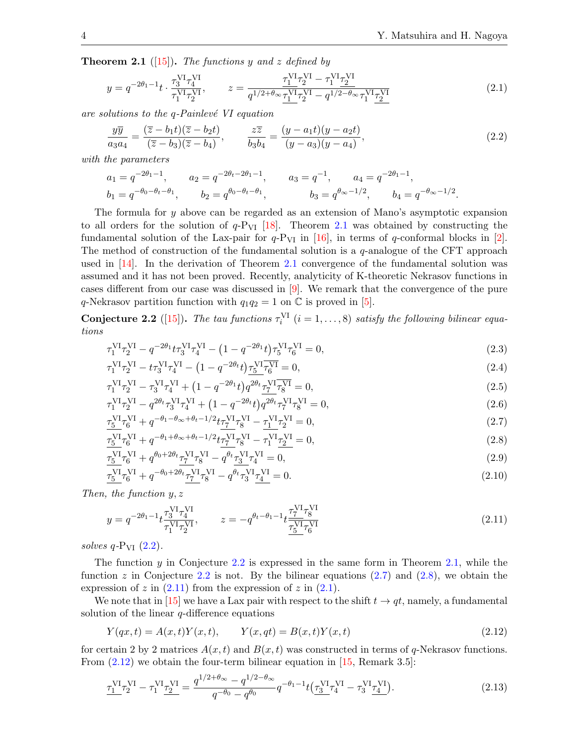**Theorem 2.1** ([15])**.** *The functions $y$ and $z$ defined by*

$$y = q^{-2\theta_1-1}t \cdot \frac{\tau_3^{\mathrm{VI}}\tau_4^{\mathrm{VI}}}{\tau_1^{\mathrm{VI}}\tau_2^{\mathrm{VI}}}, \qquad z = \frac{\underline{\tau_1^{\mathrm{VI}}}\tau_2^{\mathrm{VI}} - \tau_1^{\mathrm{VI}}\underline{\tau_2^{\mathrm{VI}}}}{q^{1/2+\theta_\infty}\underline{\tau_1^{\mathrm{VI}}}\tau_2^{\mathrm{VI}} - q^{1/2-\theta_\infty}\tau_1^{\mathrm{VI}}\underline{\tau_2^{\mathrm{VI}}}} \tag{2.1}$$

*are solutions to the $q$-Painlevé VI equation*

$$\frac{y\overline{y}}{a_3a_4} = \frac{(\overline{z}-b_1t)(\overline{z}-b_2t)}{(\overline{z}-b_3)(\overline{z}-b_4)}, \qquad \frac{z\underline{z}}{b_3b_4} = \frac{(y-a_1t)(y-a_2t)}{(y-a_3)(y-a_4)}, \tag{2.2}$$

*with the parameters*

$$a_1 = q^{-2\theta_1-1}, \qquad a_2 = q^{-2\theta_t-2\theta_1-1}, \qquad a_3 = q^{-1}, \qquad a_4 = q^{-2\theta_1-1},$$
$$b_1 = q^{-\theta_0-\theta_t-\theta_1}, \qquad b_2 = q^{\theta_0-\theta_t-\theta_1}, \qquad b_3 = q^{\theta_\infty-1/2}, \qquad b_4 = q^{-\theta_\infty-1/2}.$$

The formula for $y$ above can be regarded as an extension of Mano's asymptotic expansion to all orders for the solution of $q$-$\mathrm{P_{VI}}$ [18]. Theorem 2.1 was obtained by constructing the fundamental solution of the Lax-pair for $q$-$\mathrm{P_{VI}}$ in [16], in terms of $q$-conformal blocks in [2]. The method of construction of the fundamental solution is a $q$-analogue of the CFT approach used in [14]. In the derivation of Theorem 2.1 convergence of the fundamental solution was assumed and it has not been proved. Recently, analyticity of K-theoretic Nekrasov functions in cases different from our case was discussed in [9]. We remark that the convergence of the pure $q$-Nekrasov partition function with $q_1q_2 = 1$ on $\mathbb{C}$ is proved in [5].

**Conjecture 2.2** ([15])**.** *The tau functions $\tau_i^{\mathrm{VI}}$ $(i = 1, \dots, 8)$ satisfy the following bilinear equations*

$$\tau_1^{\mathrm{VI}}\tau_2^{\mathrm{VI}} - q^{-2\theta_1}t\tau_3^{\mathrm{VI}}\tau_4^{\mathrm{VI}} - \big(1 - q^{-2\theta_1}t\big)\tau_5^{\mathrm{VI}}\tau_6^{\mathrm{VI}} = 0, \tag{2.3}$$

$$\tau_1^{\mathrm{VI}}\tau_2^{\mathrm{VI}} - t\tau_3^{\mathrm{VI}}\tau_4^{\mathrm{VI}} - \big(1 - q^{-2\theta_t}t\big)\underline{\tau_5^{\mathrm{VI}}}\overline{\tau_6^{\mathrm{VI}}} = 0, \tag{2.4}$$

$$\tau_1^{\mathrm{VI}}\tau_2^{\mathrm{VI}} - \tau_3^{\mathrm{VI}}\tau_4^{\mathrm{VI}} + \big(1 - q^{-2\theta_1}t\big)q^{2\theta_t}\underline{\tau_7^{\mathrm{VI}}}\overline{\tau_8^{\mathrm{VI}}} = 0, \tag{2.5}$$

$$\tau_1^{\mathrm{VI}}\tau_2^{\mathrm{VI}} - q^{2\theta_t}\tau_3^{\mathrm{VI}}\tau_4^{\mathrm{VI}} + \big(1 - q^{-2\theta_t}t\big)q^{2\theta_t}\tau_7^{\mathrm{VI}}\tau_8^{\mathrm{VI}} = 0, \tag{2.6}$$

$$\underline{\tau_5^{\mathrm{VI}}}\tau_6^{\mathrm{VI}} + q^{-\theta_1-\theta_\infty+\theta_t-1/2}t\underline{\tau_7^{\mathrm{VI}}}\tau_8^{\mathrm{VI}} - \underline{\tau_1^{\mathrm{VI}}}\tau_2^{\mathrm{VI}} = 0, \tag{2.7}$$

$$\underline{\tau_5^{\mathrm{VI}}}\tau_6^{\mathrm{VI}} + q^{-\theta_1+\theta_\infty+\theta_t-1/2}t\underline{\tau_7^{\mathrm{VI}}}\tau_8^{\mathrm{VI}} - \tau_1^{\mathrm{VI}}\underline{\tau_2^{\mathrm{VI}}} = 0, \tag{2.8}$$

$$\underline{\tau_5^{\mathrm{VI}}}\tau_6^{\mathrm{VI}} + q^{\theta_0+2\theta_t}\underline{\tau_7^{\mathrm{VI}}}\tau_8^{\mathrm{VI}} - q^{\theta_t}\underline{\tau_3^{\mathrm{VI}}}\tau_4^{\mathrm{VI}} = 0, \tag{2.9}$$

$$\underline{\tau_5^{\mathrm{VI}}}\tau_6^{\mathrm{VI}} + q^{-\theta_0+2\theta_t}\underline{\tau_7^{\mathrm{VI}}}\tau_8^{\mathrm{VI}} - q^{\theta_t}\tau_3^{\mathrm{VI}}\underline{\tau_4^{\mathrm{VI}}} = 0. \tag{2.10}$$

*Then, the function $y, z$*

$$y = q^{-2\theta_1-1}t\frac{\tau_3^{\mathrm{VI}}\tau_4^{\mathrm{VI}}}{\tau_1^{\mathrm{VI}}\tau_2^{\mathrm{VI}}}, \qquad z = -q^{\theta_t-\theta_1-1}t\frac{\underline{\tau_7^{\mathrm{VI}}}\tau_8^{\mathrm{VI}}}{\underline{\tau_5^{\mathrm{VI}}}\tau_6^{\mathrm{VI}}} \tag{2.11}$$

*solves $q$-$\mathrm{P_{VI}}$ (2.2).*

The function $y$ in Conjecture 2.2 is expressed in the same form in Theorem 2.1, while the function $z$ in Conjecture 2.2 is not. By the bilinear equations (2.7) and (2.8), we obtain the expression of $z$ in (2.11) from the expression of $z$ in (2.1).

We note that in [15] we have a Lax pair with respect to the shift $t \to qt$, namely, a fundamental solution of the linear $q$-difference equations

$$Y(qx, t) = A(x, t)Y(x, t), \qquad Y(x, qt) = B(x, t)Y(x, t) \tag{2.12}$$

for certain 2 by 2 matrices $A(x, t)$ and $B(x, t)$ was constructed in terms of $q$-Nekrasov functions. From (2.12) we obtain the four-term bilinear equation in [15, Remark 3.5]:

$$\underline{\tau_1^{\mathrm{VI}}}\tau_2^{\mathrm{VI}} - \tau_1^{\mathrm{VI}}\underline{\tau_2^{\mathrm{VI}}} = \frac{q^{1/2+\theta_\infty} - q^{1/2-\theta_\infty}}{q^{-\theta_0} - q^{\theta_0}}q^{-\theta_1-1}t\big(\underline{\tau_3^{\mathrm{VI}}}\tau_4^{\mathrm{VI}} - \tau_3^{\mathrm{VI}}\underline{\tau_4^{\mathrm{VI}}}\big). \tag{2.13}$$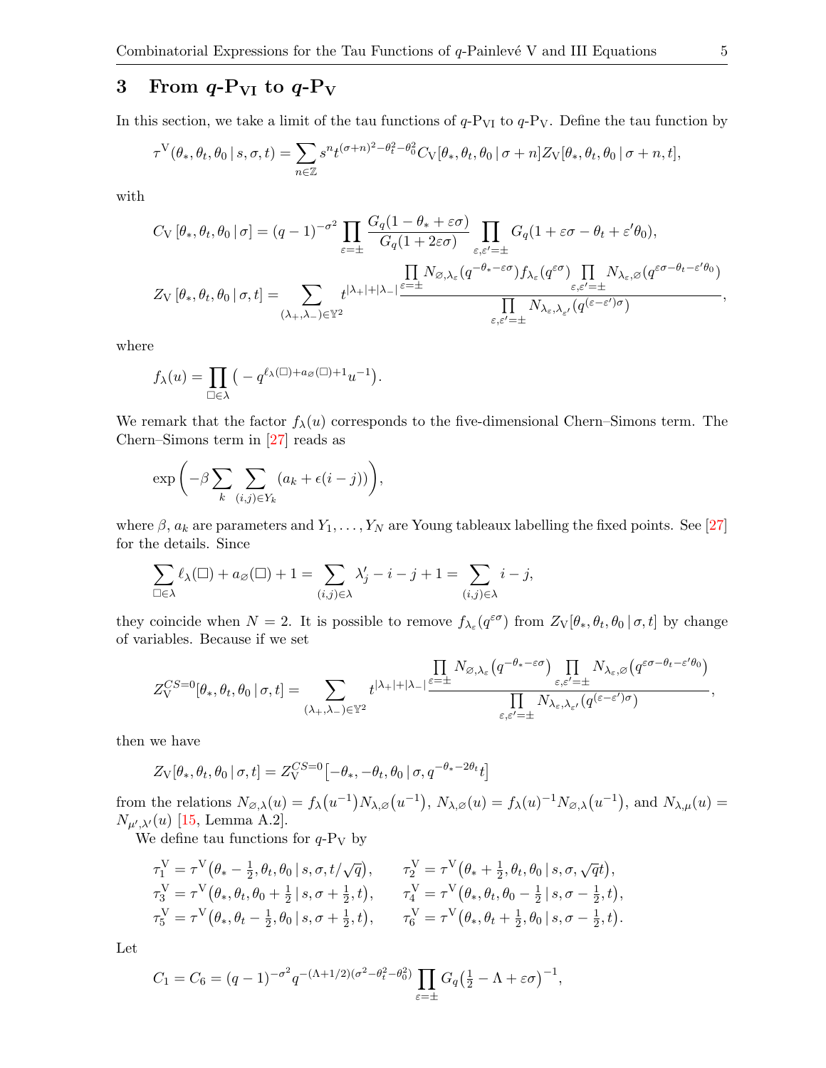## 3 From $q$-P$_{\rm VI}$ to $q$-P$_{\rm V}$

In this section, we take a limit of the tau functions of $q$-P$_{\rm VI}$ to $q$-P$_{\rm V}$. Define the tau function by

$$\tau^{\rm V}(\theta_*, \theta_t, \theta_0 \,|\, s, \sigma, t) = \sum_{n\in\mathbb{Z}} s^n t^{(\sigma+n)^2-\theta_t^2-\theta_0^2} C_{\rm V}[\theta_*, \theta_t, \theta_0 \,|\, \sigma+n] Z_{\rm V}[\theta_*, \theta_t, \theta_0 \,|\, \sigma+n, t],$$

with

$$C_{\rm V}\left[\theta_*, \theta_t, \theta_0 \,|\, \sigma\right] = (q-1)^{-\sigma^2} \prod_{\varepsilon=\pm} \frac{G_q(1-\theta_*+\varepsilon\sigma)}{G_q(1+2\varepsilon\sigma)} \prod_{\varepsilon,\varepsilon'=\pm} G_q(1+\varepsilon\sigma-\theta_t+\varepsilon'\theta_0),$$

$$Z_{\rm V}\left[\theta_*, \theta_t, \theta_0 \,|\, \sigma, t\right] = \sum_{(\lambda_+,\lambda_-)\in\mathbb{Y}^2} t^{|\lambda_+|+|\lambda_-|} \frac{\prod\limits_{\varepsilon=\pm} N_{\varnothing,\lambda_\varepsilon}(q^{-\theta_*-\varepsilon\sigma}) f_{\lambda_\varepsilon}(q^{\varepsilon\sigma}) \prod\limits_{\varepsilon,\varepsilon'=\pm} N_{\lambda_\varepsilon,\varnothing}(q^{\varepsilon\sigma-\theta_t-\varepsilon'\theta_0})}{\prod\limits_{\varepsilon,\varepsilon'=\pm} N_{\lambda_\varepsilon,\lambda_{\varepsilon'}}(q^{(\varepsilon-\varepsilon')\sigma})},$$

where

$$f_\lambda(u) = \prod_{\square\in\lambda} \left(-q^{\ell_\lambda(\square)+a_\varnothing(\square)+1} u^{-1}\right).$$

We remark that the factor $f_\lambda(u)$ corresponds to the five-dimensional Chern–Simons term. The Chern–Simons term in [27] reads as

$$\exp\left(-\beta \sum_k \sum_{(i,j)\in Y_k} (a_k + \epsilon(i-j))\right),$$

where $\beta$, $a_k$ are parameters and $Y_1, \dots, Y_N$ are Young tableaux labelling the fixed points. See [27] for the details. Since

$$\sum_{\square\in\lambda} \ell_\lambda(\square) + a_\varnothing(\square) + 1 = \sum_{(i,j)\in\lambda} \lambda'_j - i - j + 1 = \sum_{(i,j)\in\lambda} i - j,$$

they coincide when $N = 2$. It is possible to remove $f_{\lambda_\varepsilon}(q^{\varepsilon\sigma})$ from $Z_{\rm V}[\theta_*, \theta_t, \theta_0 \,|\, \sigma, t]$ by change of variables. Because if we set

$$Z_{\rm V}^{CS=0}[\theta_*, \theta_t, \theta_0 \,|\, \sigma, t] = \sum_{(\lambda_+,\lambda_-)\in\mathbb{Y}^2} t^{|\lambda_+|+|\lambda_-|} \frac{\prod\limits_{\varepsilon=\pm} N_{\varnothing,\lambda_\varepsilon}\left(q^{-\theta_*-\varepsilon\sigma}\right) \prod\limits_{\varepsilon,\varepsilon'=\pm} N_{\lambda_\varepsilon,\varnothing}\left(q^{\varepsilon\sigma-\theta_t-\varepsilon'\theta_0}\right)}{\prod\limits_{\varepsilon,\varepsilon'=\pm} N_{\lambda_\varepsilon,\lambda_{\varepsilon'}}\left(q^{(\varepsilon-\varepsilon')\sigma}\right)},$$

then we have

$$Z_{\rm V}[\theta_*, \theta_t, \theta_0 \,|\, \sigma, t] = Z_{\rm V}^{CS=0}\left[-\theta_*, -\theta_t, \theta_0 \,|\, \sigma, q^{-\theta_*-2\theta_t} t\right]$$

from the relations $N_{\varnothing,\lambda}(u) = f_\lambda\left(u^{-1}\right) N_{\lambda,\varnothing}\left(u^{-1}\right)$, $N_{\lambda,\varnothing}(u) = f_\lambda(u)^{-1} N_{\varnothing,\lambda}\left(u^{-1}\right)$, and $N_{\lambda,\mu}(u) = N_{\mu',\lambda'}(u)$ [15, Lemma A.2].

We define tau functions for $q$-P$_{\rm V}$ by

$$\begin{aligned}
\tau_1^{\rm V} &= \tau^{\rm V}\left(\theta_* - \tfrac{1}{2}, \theta_t, \theta_0 \,|\, s, \sigma, t/\sqrt{q}\right), & \tau_2^{\rm V} &= \tau^{\rm V}\left(\theta_* + \tfrac{1}{2}, \theta_t, \theta_0 \,|\, s, \sigma, \sqrt{q} t\right), \\
\tau_3^{\rm V} &= \tau^{\rm V}\left(\theta_*, \theta_t, \theta_0 + \tfrac{1}{2} \,|\, s, \sigma + \tfrac{1}{2}, t\right), & \tau_4^{\rm V} &= \tau^{\rm V}\left(\theta_*, \theta_t, \theta_0 - \tfrac{1}{2} \,|\, s, \sigma - \tfrac{1}{2}, t\right), \\
\tau_5^{\rm V} &= \tau^{\rm V}\left(\theta_*, \theta_t - \tfrac{1}{2}, \theta_0 \,|\, s, \sigma + \tfrac{1}{2}, t\right), & \tau_6^{\rm V} &= \tau^{\rm V}\left(\theta_*, \theta_t + \tfrac{1}{2}, \theta_0 \,|\, s, \sigma - \tfrac{1}{2}, t\right).
\end{aligned}$$

Let

$$C_1 = C_6 = (q-1)^{-\sigma^2} q^{-(\Lambda+1/2)(\sigma^2-\theta_t^2-\theta_0^2)} \prod_{\varepsilon=\pm} G_q\left(\tfrac{1}{2} - \Lambda + \varepsilon\sigma\right)^{-1},$$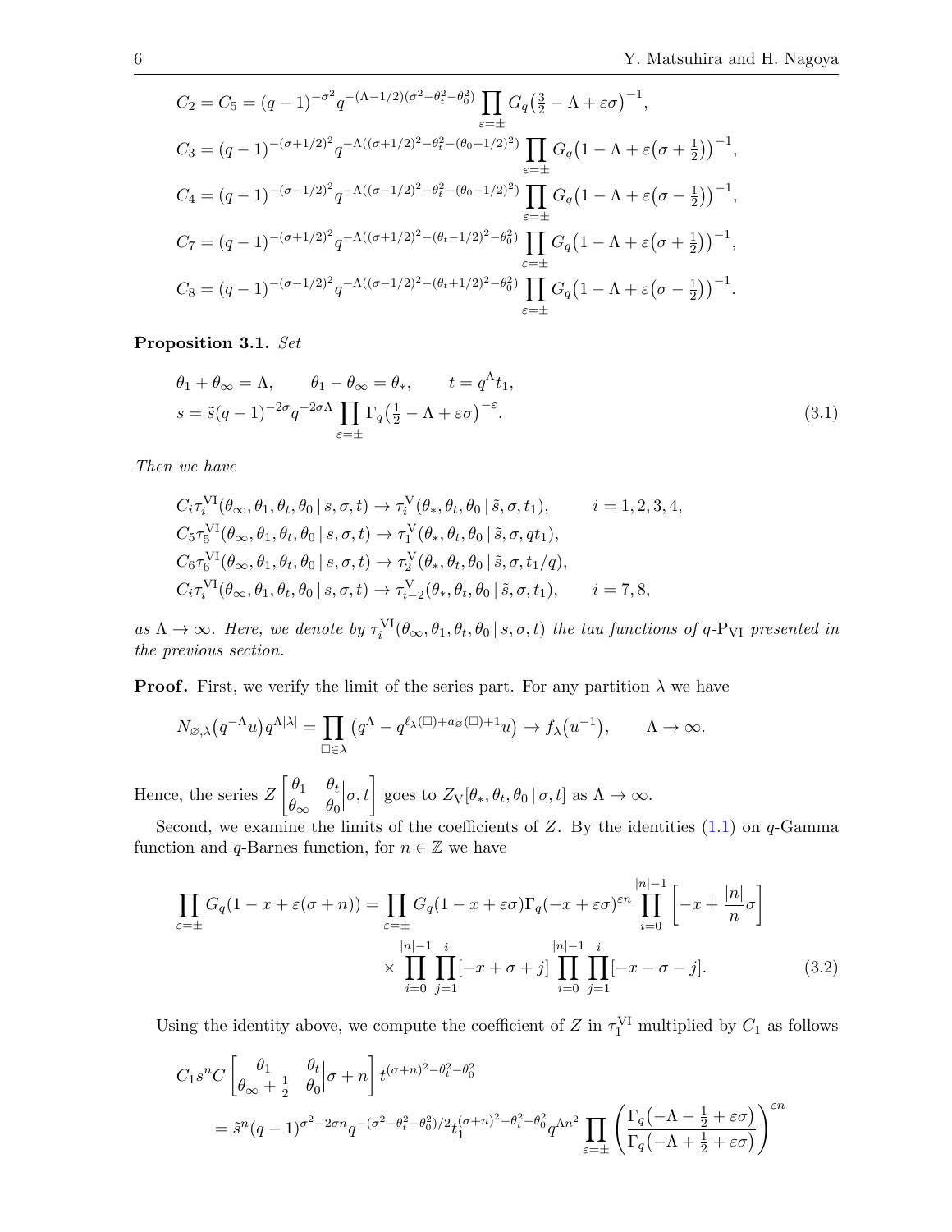$$C_2 = C_5 = (q-1)^{-\sigma^2} q^{-(\Lambda-1/2)(\sigma^2-\theta_t^2-\theta_0^2)} \prod_{\varepsilon=\pm} G_q\big(\tfrac{3}{2} - \Lambda + \varepsilon\sigma\big)^{-1},$$

$$C_3 = (q-1)^{-(\sigma+1/2)^2} q^{-\Lambda((\sigma+1/2)^2-\theta_t^2-(\theta_0+1/2)^2)} \prod_{\varepsilon=\pm} G_q\big(1 - \Lambda + \varepsilon\big(\sigma + \tfrac{1}{2}\big)\big)^{-1},$$

$$C_4 = (q-1)^{-(\sigma-1/2)^2} q^{-\Lambda((\sigma-1/2)^2-\theta_t^2-(\theta_0-1/2)^2)} \prod_{\varepsilon=\pm} G_q\big(1 - \Lambda + \varepsilon\big(\sigma - \tfrac{1}{2}\big)\big)^{-1},$$

$$C_7 = (q-1)^{-(\sigma+1/2)^2} q^{-\Lambda((\sigma+1/2)^2-(\theta_t-1/2)^2-\theta_0^2)} \prod_{\varepsilon=\pm} G_q\big(1 - \Lambda + \varepsilon\big(\sigma + \tfrac{1}{2}\big)\big)^{-1},$$

$$C_8 = (q-1)^{-(\sigma-1/2)^2} q^{-\Lambda((\sigma-1/2)^2-(\theta_t+1/2)^2-\theta_0^2)} \prod_{\varepsilon=\pm} G_q\big(1 - \Lambda + \varepsilon\big(\sigma - \tfrac{1}{2}\big)\big)^{-1}.$$

**Proposition 3.1.** *Set*

$$\theta_1 + \theta_\infty = \Lambda, \qquad \theta_1 - \theta_\infty = \theta_*, \qquad t = q^\Lambda t_1,$$
$$s = \tilde{s}(q-1)^{-2\sigma} q^{-2\sigma\Lambda} \prod_{\varepsilon=\pm} \Gamma_q\big(\tfrac{1}{2} - \Lambda + \varepsilon\sigma\big)^{-\varepsilon}. \tag{3.1}$$

*Then we have*

$$C_i \tau_i^{\mathrm{VI}}(\theta_\infty, \theta_1, \theta_t, \theta_0 \,|\, s, \sigma, t) \to \tau_i^{\mathrm{V}}(\theta_*, \theta_t, \theta_0 \,|\, \tilde{s}, \sigma, t_1), \qquad i = 1, 2, 3, 4,$$
$$C_5 \tau_5^{\mathrm{VI}}(\theta_\infty, \theta_1, \theta_t, \theta_0 \,|\, s, \sigma, t) \to \tau_1^{\mathrm{V}}(\theta_*, \theta_t, \theta_0 \,|\, \tilde{s}, \sigma, q t_1),$$
$$C_6 \tau_6^{\mathrm{VI}}(\theta_\infty, \theta_1, \theta_t, \theta_0 \,|\, s, \sigma, t) \to \tau_2^{\mathrm{V}}(\theta_*, \theta_t, \theta_0 \,|\, \tilde{s}, \sigma, t_1/q),$$
$$C_i \tau_i^{\mathrm{VI}}(\theta_\infty, \theta_1, \theta_t, \theta_0 \,|\, s, \sigma, t) \to \tau_{i-2}^{\mathrm{V}}(\theta_*, \theta_t, \theta_0 \,|\, \tilde{s}, \sigma, t_1), \qquad i = 7, 8,$$

*as $\Lambda \to \infty$. Here, we denote by $\tau_i^{\mathrm{VI}}(\theta_\infty, \theta_1, \theta_t, \theta_0 \,|\, s, \sigma, t)$ the tau functions of $q$-$\mathrm{P_{VI}}$ presented in the previous section.*

**Proof.** First, we verify the limit of the series part. For any partition $\lambda$ we have

$$N_{\varnothing,\lambda}\big(q^{-\Lambda} u\big) q^{\Lambda|\lambda|} = \prod_{\square\in\lambda} \big(q^\Lambda - q^{\ell_\lambda(\square)+a_\varnothing(\square)+1} u\big) \to f_\lambda\big(u^{-1}\big), \qquad \Lambda \to \infty.$$

Hence, the series $Z\begin{bmatrix} \theta_1 & \theta_t \\ \theta_\infty & \theta_0 \end{bmatrix}\!\sigma, t\Big]$ goes to $Z_{\mathrm{V}}[\theta_*, \theta_t, \theta_0 \,|\, \sigma, t]$ as $\Lambda \to \infty$.

Second, we examine the limits of the coefficients of $Z$. By the identities (1.1) on $q$-Gamma function and $q$-Barnes function, for $n \in \mathbb{Z}$ we have

$$\begin{aligned}\prod_{\varepsilon=\pm} G_q(1 - x + \varepsilon(\sigma + n)) = {}& \prod_{\varepsilon=\pm} G_q(1 - x + \varepsilon\sigma) \Gamma_q(-x + \varepsilon\sigma)^{\varepsilon n} \prod_{i=0}^{|n|-1} \left[-x + \frac{|n|}{n}\sigma\right] \\ & \times \prod_{i=0}^{|n|-1} \prod_{j=1}^{i} [-x + \sigma + j] \prod_{i=0}^{|n|-1} \prod_{j=1}^{i} [-x - \sigma - j].\end{aligned} \tag{3.2}$$

Using the identity above, we compute the coefficient of $Z$ in $\tau_1^{\mathrm{VI}}$ multiplied by $C_1$ as follows

$$\begin{aligned} & C_1 s^n C\begin{bmatrix} \theta_1 & \theta_t \\ \theta_\infty + \frac{1}{2} & \theta_0 \end{bmatrix}\!\sigma + n\Big] t^{(\sigma+n)^2-\theta_t^2-\theta_0^2} \\ & \quad = \tilde{s}^n (q-1)^{\sigma^2-2\sigma n} q^{-(\sigma^2-\theta_t^2-\theta_0^2)/2} t_1^{(\sigma+n)^2-\theta_t^2-\theta_0^2} q^{\Lambda n^2} \prod_{\varepsilon=\pm} \left(\frac{\Gamma_q\big(-\Lambda - \frac{1}{2} + \varepsilon\sigma\big)}{\Gamma_q\big(-\Lambda + \frac{1}{2} + \varepsilon\sigma\big)}\right)^{\varepsilon n}\end{aligned}$$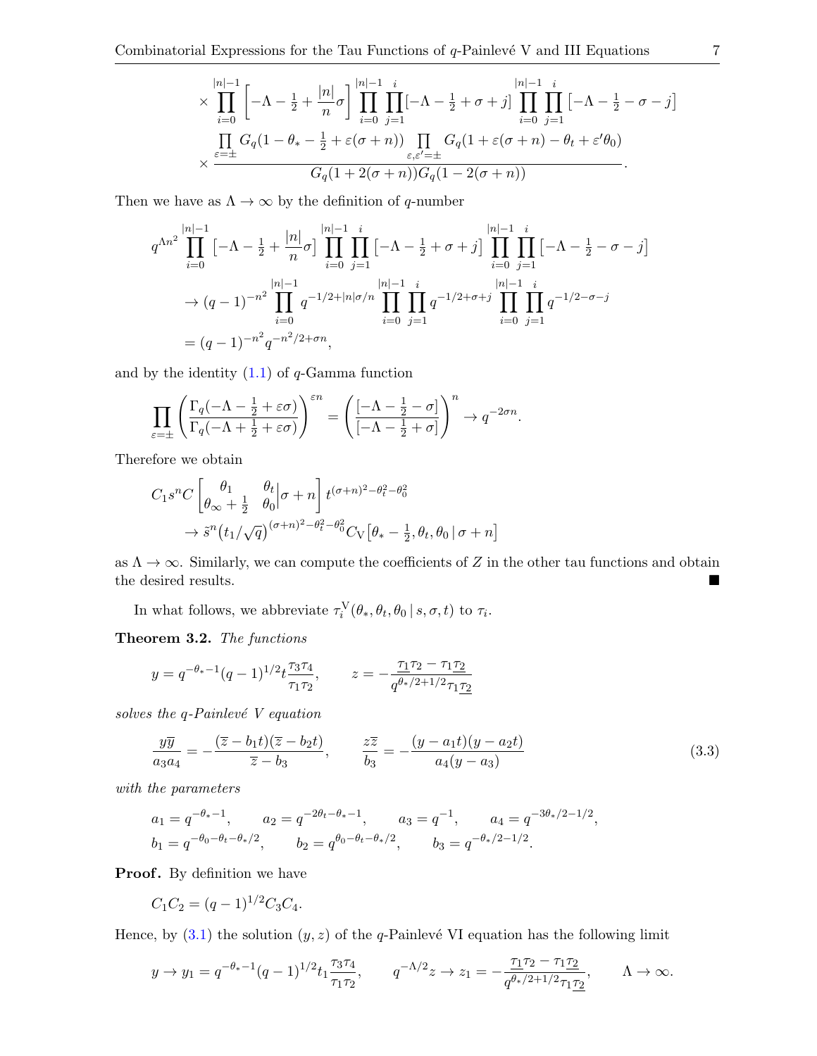$$
\times \prod_{i=0}^{|n|-1}\left[-\Lambda-\tfrac12+\frac{|n|}{n}\sigma\right]\prod_{i=0}^{|n|-1}\prod_{j=1}^{i}\left[-\Lambda-\tfrac12+\sigma+j\right]\prod_{i=0}^{|n|-1}\prod_{j=1}^{i}\left[-\Lambda-\tfrac12-\sigma-j\right]
$$

$$
\times\frac{\prod_{\varepsilon=\pm}G_q(1-\theta_*-\frac12+\varepsilon(\sigma+n))\prod_{\varepsilon,\varepsilon'=\pm}G_q(1+\varepsilon(\sigma+n)-\theta_t+\varepsilon'\theta_0)}{G_q(1+2(\sigma+n))G_q(1-2(\sigma+n))}.
$$

Then we have as $\Lambda\to\infty$ by the definition of $q$-number

$$
\begin{aligned}
&q^{\Lambda n^2}\prod_{i=0}^{|n|-1}\left[-\Lambda-\tfrac12+\frac{|n|}{n}\sigma\right]\prod_{i=0}^{|n|-1}\prod_{j=1}^{i}\left[-\Lambda-\tfrac12+\sigma+j\right]\prod_{i=0}^{|n|-1}\prod_{j=1}^{i}\left[-\Lambda-\tfrac12-\sigma-j\right]\\
&\quad\to(q-1)^{-n^2}\prod_{i=0}^{|n|-1}q^{-1/2+|n|\sigma/n}\prod_{i=0}^{|n|-1}\prod_{j=1}^{i}q^{-1/2+\sigma+j}\prod_{i=0}^{|n|-1}\prod_{j=1}^{i}q^{-1/2-\sigma-j}\\
&\quad=(q-1)^{-n^2}q^{-n^2/2+\sigma n},
\end{aligned}
$$

and by the identity (1.1) of $q$-Gamma function

$$
\prod_{\varepsilon=\pm}\left(\frac{\Gamma_q(-\Lambda-\frac12+\varepsilon\sigma)}{\Gamma_q(-\Lambda+\frac12+\varepsilon\sigma)}\right)^{\varepsilon n}=\left(\frac{[-\Lambda-\frac12-\sigma]}{[-\Lambda-\frac12+\sigma]}\right)^{n}\to q^{-2\sigma n}.
$$

Therefore we obtain

$$
\begin{aligned}
&C_1 s^n C\left[\begin{matrix}\theta_1 & \theta_t\\ \theta_\infty+\frac12 & \theta_0\end{matrix}\middle|\sigma+n\right]t^{(\sigma+n)^2-\theta_t^2-\theta_0^2}\\
&\quad\to\tilde{s}^n\big(t_1/\sqrt{q}\big)^{(\sigma+n)^2-\theta_t^2-\theta_0^2}C_{\rm V}\big[\theta_*-\tfrac12,\theta_t,\theta_0\,|\,\sigma+n\big]
\end{aligned}
$$

as $\Lambda\to\infty$. Similarly, we can compute the coefficients of $Z$ in the other tau functions and obtain the desired results. ■

In what follows, we abbreviate $\tau_i^{\rm V}(\theta_*,\theta_t,\theta_0\,|\,s,\sigma,t)$ to $\tau_i$.

**Theorem 3.2.** *The functions*

$$
y=q^{-\theta_*-1}(q-1)^{1/2}t\frac{\tau_3\tau_4}{\tau_1\tau_2},\qquad z=-\frac{\underline{\tau_1}\tau_2-\tau_1\underline{\tau_2}}{q^{\theta_*/2+1/2}\tau_1\underline{\tau_2}}
$$

*solves the q-Painlevé V equation*

$$
\frac{y\overline{y}}{a_3a_4}=-\frac{(\overline{z}-b_1t)(\overline{z}-b_2t)}{\overline{z}-b_3},\qquad \frac{z\overline{z}}{b_3}=-\frac{(y-a_1t)(y-a_2t)}{a_4(y-a_3)}\tag{3.3}
$$

*with the parameters*

$$
\begin{aligned}
&a_1=q^{-\theta_*-1},\qquad a_2=q^{-2\theta_t-\theta_*-1},\qquad a_3=q^{-1},\qquad a_4=q^{-3\theta_*/2-1/2},\\
&b_1=q^{-\theta_0-\theta_t-\theta_*/2},\qquad b_2=q^{\theta_0-\theta_t-\theta_*/2},\qquad b_3=q^{-\theta_*/2-1/2}.
\end{aligned}
$$

**Proof.** By definition we have

$$
C_1C_2=(q-1)^{1/2}C_3C_4.
$$

Hence, by (3.1) the solution $(y,z)$ of the $q$-Painlevé VI equation has the following limit

$$
y\to y_1=q^{-\theta_*-1}(q-1)^{1/2}t_1\frac{\tau_3\tau_4}{\tau_1\tau_2},\qquad q^{-\Lambda/2}z\to z_1=-\frac{\underline{\tau_1}\tau_2-\tau_1\underline{\tau_2}}{q^{\theta_*/2+1/2}\tau_1\underline{\tau_2}},\qquad \Lambda\to\infty.
$$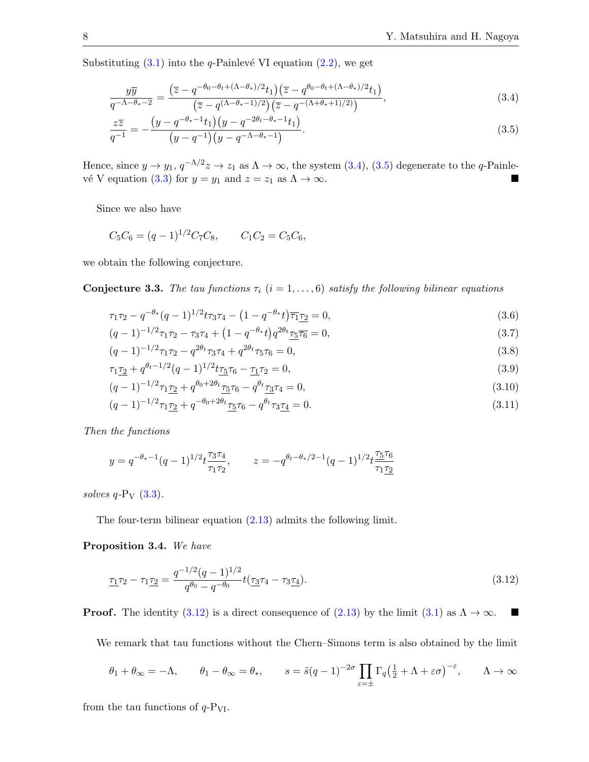Substituting (3.1) into the $q$-Painlevé VI equation (2.2), we get

$$\frac{y\overline{y}}{q^{-\Lambda-\theta_*-2}} = \frac{\left(\overline{z} - q^{-\theta_0-\theta_t+(\Lambda-\theta_*)/2}t_1\right)\left(\overline{z} - q^{\theta_0-\theta_t+(\Lambda-\theta_*)/2}t_1\right)}{\left(\overline{z} - q^{(\Lambda-\theta_*-1)/2}\right)\left(\overline{z} - q^{-(\Lambda+\theta_*+1)/2)}\right)}, \tag{3.4}$$

$$\frac{z\overline{z}}{q^{-1}} = -\frac{\left(y - q^{-\theta_*-1}t_1\right)\left(y - q^{-2\theta_t-\theta_*-1}t_1\right)}{\left(y - q^{-1}\right)\left(y - q^{-\Lambda-\theta_*-1}\right)}. \tag{3.5}$$

Hence, since $y \to y_1$, $q^{-\Lambda/2}z \to z_1$ as $\Lambda \to \infty$, the system (3.4), (3.5) degenerate to the $q$-Painlevé V equation (3.3) for $y = y_1$ and $z = z_1$ as $\Lambda \to \infty$. ■

Since we also have

$$C_5C_6 = (q-1)^{1/2}C_7C_8, \qquad C_1C_2 = C_5C_6,$$

we obtain the following conjecture.

**Conjecture 3.3.** *The tau functions $\tau_i$ $(i = 1, \dots, 6)$ satisfy the following bilinear equations*

$$\tau_1\tau_2 - q^{-\theta_*}(q-1)^{1/2}t\tau_3\tau_4 - \left(1 - q^{-\theta_*}t\right)\overline{\tau_1}\underline{\tau_2} = 0, \tag{3.6}$$

$$(q-1)^{-1/2}\tau_1\tau_2 - \tau_3\tau_4 + \left(1 - q^{-\theta_*}t\right)q^{2\theta_t}\underline{\tau_5}\overline{\tau_6} = 0, \tag{3.7}$$

$$(q-1)^{-1/2}\tau_1\tau_2 - q^{2\theta_t}\tau_3\tau_4 + q^{2\theta_t}\tau_5\tau_6 = 0, \tag{3.8}$$

$$\tau_1\underline{\tau_2} + q^{\theta_t-1/2}(q-1)^{1/2}t\underline{\tau_5}\tau_6 - \underline{\tau_1}\tau_2 = 0, \tag{3.9}$$

$$(q-1)^{-1/2}\tau_1\underline{\tau_2} + q^{\theta_0+2\theta_t}\underline{\tau_5}\tau_6 - q^{\theta_t}\underline{\tau_3}\tau_4 = 0, \tag{3.10}$$

$$(q-1)^{-1/2}\tau_1\underline{\tau_2} + q^{-\theta_0+2\theta_t}\underline{\tau_5}\tau_6 - q^{\theta_t}\tau_3\underline{\tau_4} = 0. \tag{3.11}$$

*Then the functions*

$$y = q^{-\theta_*-1}(q-1)^{1/2}t\frac{\tau_3\tau_4}{\tau_1\tau_2}, \qquad z = -q^{\theta_t-\theta_*/2-1}(q-1)^{1/2}t\frac{\underline{\underline{\tau_5}}\tau_6}{\tau_1\underline{\tau_2}}$$

*solves $q$-$\mathrm{P_V}$ (3.3).*

The four-term bilinear equation (2.13) admits the following limit.

**Proposition 3.4.** *We have*

$$\underline{\tau_1}\tau_2 - \tau_1\underline{\tau_2} = \frac{q^{-1/2}(q-1)^{1/2}}{q^{\theta_0} - q^{-\theta_0}}t\left(\underline{\tau_3}\tau_4 - \tau_3\underline{\tau_4}\right). \tag{3.12}$$

**Proof.** The identity (3.12) is a direct consequence of (2.13) by the limit (3.1) as $\Lambda \to \infty$. ■

We remark that tau functions without the Chern–Simons term is also obtained by the limit

$$\theta_1 + \theta_\infty = -\Lambda, \qquad \theta_1 - \theta_\infty = \theta_*, \qquad s = \tilde{s}(q-1)^{-2\sigma}\prod_{\varepsilon=\pm}\Gamma_q\left(\tfrac{1}{2} + \Lambda + \varepsilon\sigma\right)^{-\varepsilon}, \qquad \Lambda \to \infty$$

from the tau functions of $q$-$\mathrm{P_{VI}}$.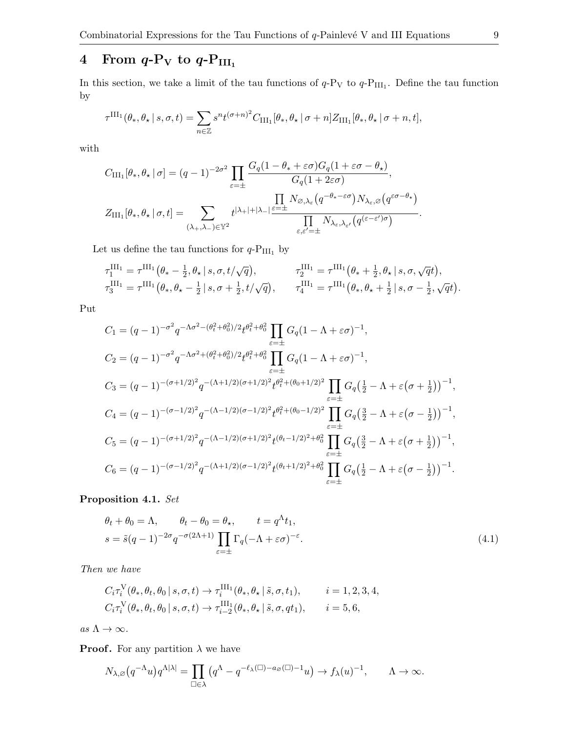## 4 From $q$-$\mathrm{P_V}$ to $q$-$\mathrm{P_{III_1}}$

In this section, we take a limit of the tau functions of $q$-$\mathrm{P_V}$ to $q$-$\mathrm{P_{III_1}}$. Define the tau function by

$$\tau^{\mathrm{III}_1}(\theta_*, \theta_\star \,|\, s, \sigma, t) = \sum_{n\in\mathbb{Z}} s^n t^{(\sigma+n)^2} C_{\mathrm{III}_1}[\theta_*, \theta_\star \,|\, \sigma+n] Z_{\mathrm{III}_1}[\theta_*, \theta_\star \,|\, \sigma+n, t],$$

with

$$C_{\mathrm{III}_1}[\theta_*, \theta_\star \,|\, \sigma] = (q-1)^{-2\sigma^2} \prod_{\varepsilon=\pm} \frac{G_q(1-\theta_*+\varepsilon\sigma) G_q(1+\varepsilon\sigma-\theta_\star)}{G_q(1+2\varepsilon\sigma)},$$

$$Z_{\mathrm{III}_1}[\theta_*, \theta_\star \,|\, \sigma, t] = \sum_{(\lambda_+,\lambda_-)\in\mathbb{Y}^2} t^{|\lambda_+|+|\lambda_-|} \frac{\prod\limits_{\varepsilon=\pm} N_{\varnothing,\lambda_\varepsilon}\big(q^{-\theta_*-\varepsilon\sigma}\big) N_{\lambda_\varepsilon,\varnothing}\big(q^{\varepsilon\sigma-\theta_\star}\big)}{\prod\limits_{\varepsilon,\varepsilon'=\pm} N_{\lambda_\varepsilon,\lambda_{\varepsilon'}}\big(q^{(\varepsilon-\varepsilon')\sigma}\big)}.$$

Let us define the tau functions for $q$-$\mathrm{P_{III_1}}$ by

$$\tau_1^{\mathrm{III}_1} = \tau^{\mathrm{III}_1}\big(\theta_*-\tfrac{1}{2}, \theta_\star \,|\, s, \sigma, t/\sqrt{q}\big), \qquad \tau_2^{\mathrm{III}_1} = \tau^{\mathrm{III}_1}\big(\theta_*+\tfrac{1}{2}, \theta_\star \,|\, s, \sigma, \sqrt{q}t\big),$$
$$\tau_3^{\mathrm{III}_1} = \tau^{\mathrm{III}_1}\big(\theta_*, \theta_\star-\tfrac{1}{2} \,|\, s, \sigma+\tfrac{1}{2}, t/\sqrt{q}\big), \qquad \tau_4^{\mathrm{III}_1} = \tau^{\mathrm{III}_1}\big(\theta_*, \theta_\star+\tfrac{1}{2} \,|\, s, \sigma-\tfrac{1}{2}, \sqrt{q}t\big).$$

Put

$$C_1 = (q-1)^{-\sigma^2} q^{-\Lambda\sigma^2-(\theta_t^2+\theta_0^2)/2} t^{\theta_t^2+\theta_0^2} \prod_{\varepsilon=\pm} G_q(1-\Lambda+\varepsilon\sigma)^{-1},$$
$$C_2 = (q-1)^{-\sigma^2} q^{-\Lambda\sigma^2+(\theta_t^2+\theta_0^2)/2} t^{\theta_t^2+\theta_0^2} \prod_{\varepsilon=\pm} G_q(1-\Lambda+\varepsilon\sigma)^{-1},$$
$$C_3 = (q-1)^{-(\sigma+1/2)^2} q^{-(\Lambda+1/2)(\sigma+1/2)^2} t^{\theta_t^2+(\theta_0+1/2)^2} \prod_{\varepsilon=\pm} G_q\big(\tfrac{1}{2}-\Lambda+\varepsilon\big(\sigma+\tfrac{1}{2}\big)\big)^{-1},$$
$$C_4 = (q-1)^{-(\sigma-1/2)^2} q^{-(\Lambda-1/2)(\sigma-1/2)^2} t^{\theta_t^2+(\theta_0-1/2)^2} \prod_{\varepsilon=\pm} G_q\big(\tfrac{3}{2}-\Lambda+\varepsilon\big(\sigma-\tfrac{1}{2}\big)\big)^{-1},$$
$$C_5 = (q-1)^{-(\sigma+1/2)^2} q^{-(\Lambda-1/2)(\sigma+1/2)^2} t^{(\theta_t-1/2)^2+\theta_0^2} \prod_{\varepsilon=\pm} G_q\big(\tfrac{3}{2}-\Lambda+\varepsilon\big(\sigma+\tfrac{1}{2}\big)\big)^{-1},$$
$$C_6 = (q-1)^{-(\sigma-1/2)^2} q^{-(\Lambda+1/2)(\sigma-1/2)^2} t^{(\theta_t+1/2)^2+\theta_0^2} \prod_{\varepsilon=\pm} G_q\big(\tfrac{1}{2}-\Lambda+\varepsilon\big(\sigma-\tfrac{1}{2}\big)\big)^{-1}.$$

**Proposition 4.1.** *Set*

$$\theta_t+\theta_0 = \Lambda, \qquad \theta_t-\theta_0 = \theta_\star, \qquad t = q^\Lambda t_1,$$
$$s = \tilde{s}(q-1)^{-2\sigma} q^{-\sigma(2\Lambda+1)} \prod_{\varepsilon=\pm} \Gamma_q(-\Lambda+\varepsilon\sigma)^{-\varepsilon}. \tag{4.1}$$

*Then we have*

$$C_i \tau_i^{\mathrm{V}}(\theta_*, \theta_t, \theta_0 \,|\, s, \sigma, t) \to \tau_i^{\mathrm{III}_1}(\theta_*, \theta_\star \,|\, \tilde{s}, \sigma, t_1), \qquad i=1,2,3,4,$$
$$C_i \tau_i^{\mathrm{V}}(\theta_*, \theta_t, \theta_0 \,|\, s, \sigma, t) \to \tau_{i-2}^{\mathrm{III}_1}(\theta_*, \theta_\star \,|\, \tilde{s}, \sigma, qt_1), \qquad i=5,6,$$

*as* $\Lambda \to \infty$.

**Proof.** For any partition $\lambda$ we have

$$N_{\lambda,\varnothing}\big(q^{-\Lambda}u\big) q^{\Lambda|\lambda|} = \prod_{\square\in\lambda} \big(q^\Lambda - q^{-\ell_\lambda(\square)-a_\varnothing(\square)-1}u\big) \to f_\lambda(u)^{-1}, \qquad \Lambda\to\infty.$$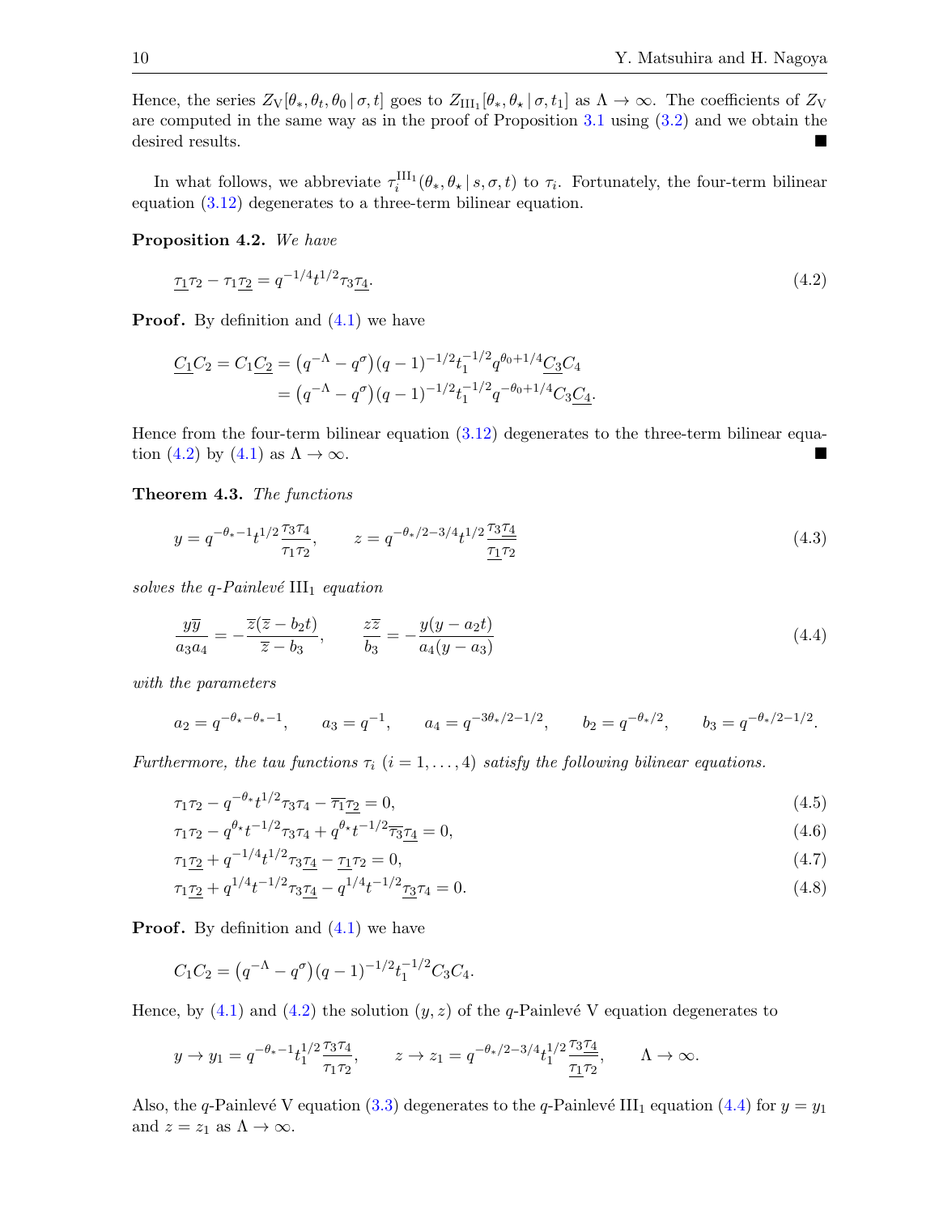Hence, the series $Z_{\mathrm{V}}[\theta_*, \theta_t, \theta_0 \,|\, \sigma, t]$ goes to $Z_{\mathrm{III}_1}[\theta_*, \theta_\star \,|\, \sigma, t_1]$ as $\Lambda \to \infty$. The coefficients of $Z_{\mathrm{V}}$ are computed in the same way as in the proof of Proposition 3.1 using (3.2) and we obtain the desired results. ∎

In what follows, we abbreviate $\tau_i^{\mathrm{III}_1}(\theta_*, \theta_\star \,|\, s, \sigma, t)$ to $\tau_i$. Fortunately, the four-term bilinear equation (3.12) degenerates to a three-term bilinear equation.

**Proposition 4.2.** *We have*

$$\underline{\tau_1}\tau_2 - \tau_1\underline{\tau_2} = q^{-1/4}t^{1/2}\tau_3\underline{\tau_4}. \tag{4.2}$$

**Proof.** By definition and (4.1) we have

$$\begin{aligned}\underline{C_1}C_2 = C_1\underline{C_2} &= \left(q^{-\Lambda} - q^{\sigma}\right)(q-1)^{-1/2}t_1^{-1/2}q^{\theta_0+1/4}\underline{C_3}C_4 \\ &= \left(q^{-\Lambda} - q^{\sigma}\right)(q-1)^{-1/2}t_1^{-1/2}q^{-\theta_0+1/4}C_3\underline{C_4}.\end{aligned}$$

Hence from the four-term bilinear equation (3.12) degenerates to the three-term bilinear equation (4.2) by (4.1) as $\Lambda \to \infty$. ∎

**Theorem 4.3.** *The functions*

$$y = q^{-\theta_*-1}t^{1/2}\frac{\tau_3\tau_4}{\tau_1\tau_2}, \qquad z = q^{-\theta_*/2-3/4}t^{1/2}\frac{\tau_3\underline{\tau_4}}{\underline{\tau_1}\tau_2} \tag{4.3}$$

*solves the $q$-Painlevé $\mathrm{III}_1$ equation*

$$\frac{y\overline{y}}{a_3a_4} = -\frac{\overline{z}(\overline{z} - b_2t)}{\overline{z} - b_3}, \qquad \frac{z\overline{z}}{b_3} = -\frac{y(y - a_2t)}{a_4(y - a_3)} \tag{4.4}$$

*with the parameters*

$$a_2 = q^{-\theta_\star-\theta_*-1}, \qquad a_3 = q^{-1}, \qquad a_4 = q^{-3\theta_*/2-1/2}, \qquad b_2 = q^{-\theta_*/2}, \qquad b_3 = q^{-\theta_*/2-1/2}.$$

*Furthermore, the tau functions $\tau_i$ $(i = 1, \dots, 4)$ satisfy the following bilinear equations.*

$$\tau_1\tau_2 - q^{-\theta_\star}t^{1/2}\tau_3\tau_4 - \overline{\tau_1}\underline{\tau_2} = 0, \tag{4.5}$$

$$\tau_1\tau_2 - q^{\theta_\star}t^{-1/2}\tau_3\tau_4 + q^{\theta_\star}t^{-1/2}\overline{\tau_3}\underline{\tau_4} = 0, \tag{4.6}$$

$$\tau_1\underline{\tau_2} + q^{-1/4}t^{1/2}\tau_3\underline{\tau_4} - \underline{\tau_1}\tau_2 = 0, \tag{4.7}$$

$$\tau_1\underline{\tau_2} + q^{1/4}t^{-1/2}\tau_3\underline{\tau_4} - q^{1/4}t^{-1/2}\underline{\tau_3}\tau_4 = 0. \tag{4.8}$$

**Proof.** By definition and (4.1) we have

$$C_1C_2 = \left(q^{-\Lambda} - q^{\sigma}\right)(q-1)^{-1/2}t_1^{-1/2}C_3C_4.$$

Hence, by (4.1) and (4.2) the solution $(y, z)$ of the $q$-Painlevé V equation degenerates to

$$y \to y_1 = q^{-\theta_*-1}t_1^{1/2}\frac{\tau_3\tau_4}{\tau_1\tau_2}, \qquad z \to z_1 = q^{-\theta_*/2-3/4}t_1^{1/2}\frac{\tau_3\underline{\tau_4}}{\underline{\tau_1}\tau_2}, \qquad \Lambda \to \infty.$$

Also, the $q$-Painlevé V equation (3.3) degenerates to the $q$-Painlevé $\mathrm{III}_1$ equation (4.4) for $y = y_1$ and $z = z_1$ as $\Lambda \to \infty$.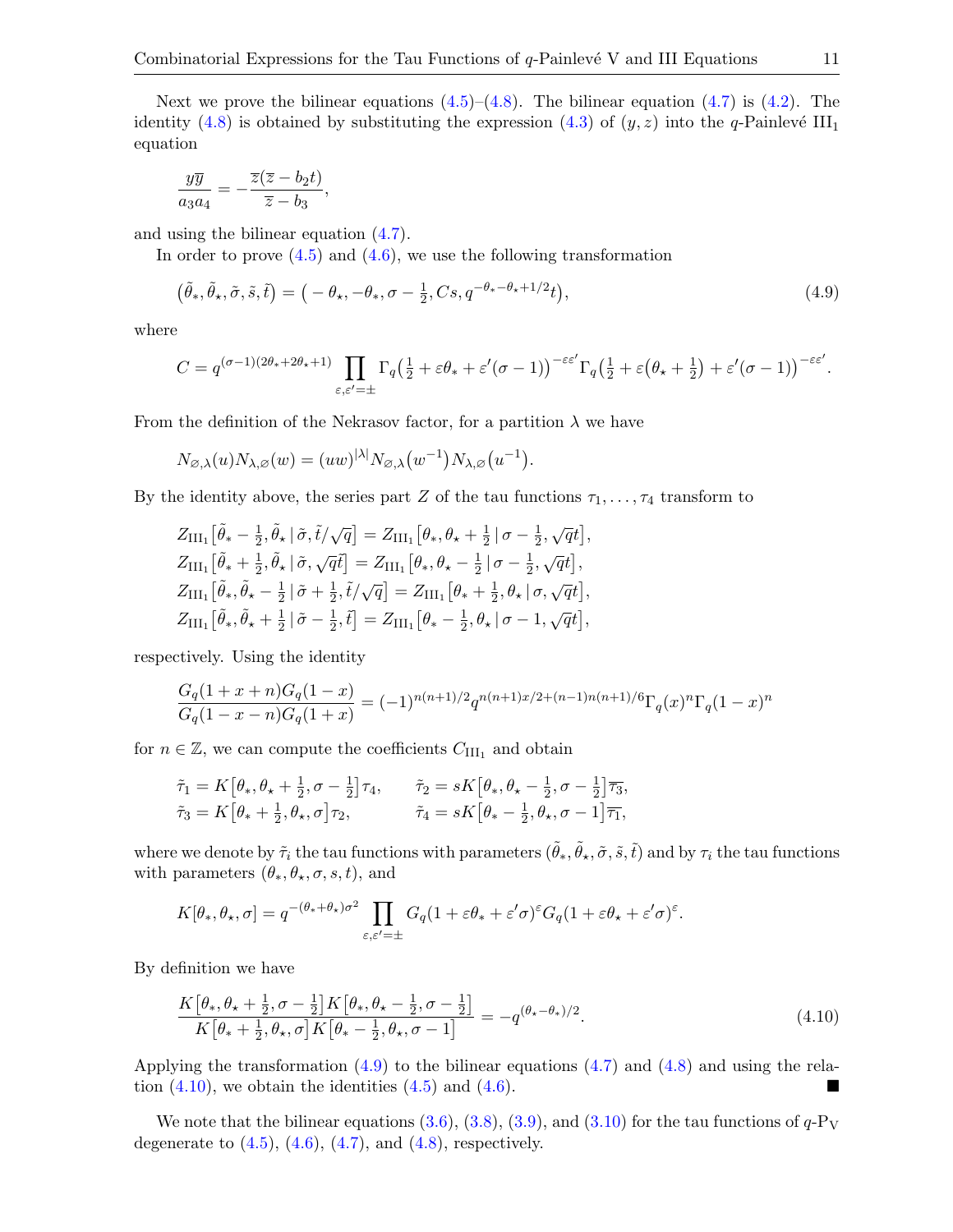Next we prove the bilinear equations (4.5)–(4.8). The bilinear equation (4.7) is (4.2). The identity (4.8) is obtained by substituting the expression (4.3) of $(y,z)$ into the $q$-Painlevé $\mathrm{III}_1$ equation

$$\frac{y\overline{y}}{a_3a_4} = -\frac{\overline{z}(\overline{z}-b_2t)}{\overline{z}-b_3},$$

and using the bilinear equation (4.7).

In order to prove (4.5) and (4.6), we use the following transformation

$$\big(\tilde{\theta}_*, \tilde{\theta}_\star, \tilde{\sigma}, \tilde{s}, \tilde{t}\big) = \big(-\theta_\star, -\theta_*, \sigma - \tfrac{1}{2}, Cs, q^{-\theta_*-\theta_\star+1/2}t\big), \tag{4.9}$$

where

$$C = q^{(\sigma-1)(2\theta_*+2\theta_\star+1)} \prod_{\varepsilon,\varepsilon'=\pm} \Gamma_q\big(\tfrac{1}{2}+\varepsilon\theta_* + \varepsilon'(\sigma-1)\big)^{-\varepsilon\varepsilon'} \Gamma_q\big(\tfrac{1}{2}+\varepsilon\big(\theta_\star+\tfrac{1}{2}\big)+\varepsilon'(\sigma-1)\big)^{-\varepsilon\varepsilon'}.$$

From the definition of the Nekrasov factor, for a partition $\lambda$ we have

$$N_{\varnothing,\lambda}(u)N_{\lambda,\varnothing}(w) = (uw)^{|\lambda|}N_{\varnothing,\lambda}\big(w^{-1}\big)N_{\lambda,\varnothing}\big(u^{-1}\big).$$

By the identity above, the series part $Z$ of the tau functions $\tau_1,\dots,\tau_4$ transform to

$$\begin{aligned}
&Z_{\mathrm{III}_1}\big[\tilde{\theta}_* - \tfrac{1}{2}, \tilde{\theta}_\star \,|\, \tilde{\sigma}, \tilde{t}/\sqrt{q}\big] = Z_{\mathrm{III}_1}\big[\theta_*, \theta_\star+\tfrac{1}{2} \,|\, \sigma-\tfrac{1}{2}, \sqrt{q}t\big],\\
&Z_{\mathrm{III}_1}\big[\tilde{\theta}_* + \tfrac{1}{2}, \tilde{\theta}_\star \,|\, \tilde{\sigma}, \sqrt{q}\tilde{t}\big] = Z_{\mathrm{III}_1}\big[\theta_*, \theta_\star-\tfrac{1}{2} \,|\, \sigma-\tfrac{1}{2}, \sqrt{q}t\big],\\
&Z_{\mathrm{III}_1}\big[\tilde{\theta}_*, \tilde{\theta}_\star - \tfrac{1}{2} \,|\, \tilde{\sigma}+\tfrac{1}{2}, \tilde{t}/\sqrt{q}\big] = Z_{\mathrm{III}_1}\big[\theta_*+\tfrac{1}{2}, \theta_\star \,|\, \sigma, \sqrt{q}t\big],\\
&Z_{\mathrm{III}_1}\big[\tilde{\theta}_*, \tilde{\theta}_\star + \tfrac{1}{2} \,|\, \tilde{\sigma}-\tfrac{1}{2}, \tilde{t}\big] = Z_{\mathrm{III}_1}\big[\theta_*-\tfrac{1}{2}, \theta_\star \,|\, \sigma-1, \sqrt{q}t\big],
\end{aligned}$$

respectively. Using the identity

$$\frac{G_q(1+x+n)G_q(1-x)}{G_q(1-x-n)G_q(1+x)} = (-1)^{n(n+1)/2}q^{n(n+1)x/2+(n-1)n(n+1)/6}\Gamma_q(x)^n\Gamma_q(1-x)^n$$

for $n\in\mathbb{Z}$, we can compute the coefficients $C_{\mathrm{III}_1}$ and obtain

$$\begin{aligned}
&\tilde{\tau}_1 = K\big[\theta_*, \theta_\star+\tfrac{1}{2}, \sigma-\tfrac{1}{2}\big]\tau_4, \qquad \tilde{\tau}_2 = sK\big[\theta_*, \theta_\star-\tfrac{1}{2}, \sigma-\tfrac{1}{2}\big]\overline{\tau_3},\\
&\tilde{\tau}_3 = K\big[\theta_*+\tfrac{1}{2}, \theta_\star, \sigma\big]\tau_2, \qquad\quad\; \tilde{\tau}_4 = sK\big[\theta_*-\tfrac{1}{2}, \theta_\star, \sigma-1\big]\overline{\tau_1},
\end{aligned}$$

where we denote by $\tilde{\tau}_i$ the tau functions with parameters $(\tilde{\theta}_*, \tilde{\theta}_\star, \tilde{\sigma}, \tilde{s}, \tilde{t})$ and by $\tau_i$ the tau functions with parameters $(\theta_*, \theta_\star, \sigma, s, t)$, and

$$K[\theta_*, \theta_\star, \sigma] = q^{-(\theta_*+\theta_\star)\sigma^2} \prod_{\varepsilon,\varepsilon'=\pm} G_q(1+\varepsilon\theta_*+\varepsilon'\sigma)^{\varepsilon}G_q(1+\varepsilon\theta_\star+\varepsilon'\sigma)^{\varepsilon}.$$

By definition we have

$$\frac{K\big[\theta_*, \theta_\star+\tfrac{1}{2}, \sigma-\tfrac{1}{2}\big]K\big[\theta_*, \theta_\star-\tfrac{1}{2}, \sigma-\tfrac{1}{2}\big]}{K\big[\theta_*+\tfrac{1}{2}, \theta_\star, \sigma\big]K\big[\theta_*-\tfrac{1}{2}, \theta_\star, \sigma-1\big]} = -q^{(\theta_\star-\theta_*)/2}. \tag{4.10}$$

Applying the transformation (4.9) to the bilinear equations (4.7) and (4.8) and using the relation (4.10), we obtain the identities (4.5) and (4.6). ■

We note that the bilinear equations (3.6), (3.8), (3.9), and (3.10) for the tau functions of $q$-$\mathrm{P_V}$ degenerate to (4.5), (4.6), (4.7), and (4.8), respectively.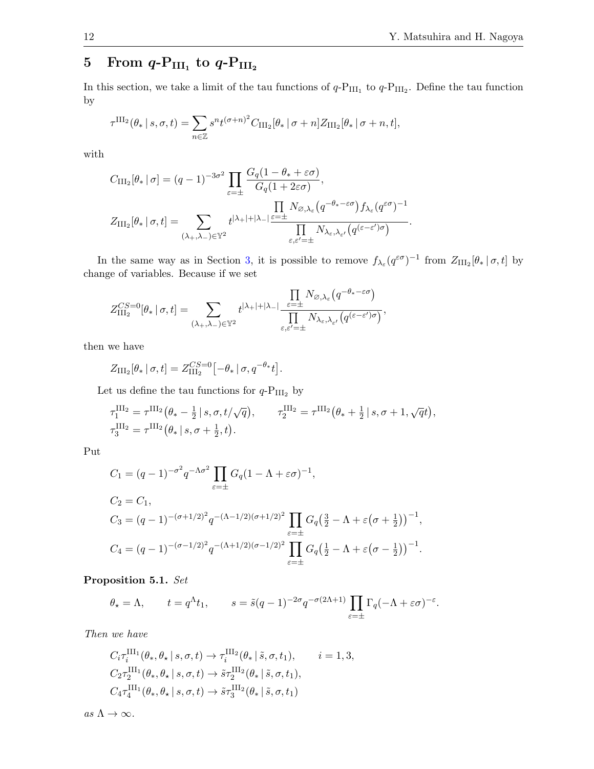## 5 From $q$-$\mathrm{P_{III_1}}$ to $q$-$\mathrm{P_{III_2}}$

In this section, we take a limit of the tau functions of $q$-$\mathrm{P_{III_1}}$ to $q$-$\mathrm{P_{III_2}}$. Define the tau function by

$$\tau^{\mathrm{III}_2}(\theta_* \,|\, s,\sigma,t) = \sum_{n\in\mathbb{Z}} s^n t^{(\sigma+n)^2} C_{\mathrm{III}_2}[\theta_* \,|\, \sigma+n] Z_{\mathrm{III}_2}[\theta_* \,|\, \sigma+n, t],$$

with

$$C_{\mathrm{III}_2}[\theta_* \,|\, \sigma] = (q-1)^{-3\sigma^2} \prod_{\varepsilon=\pm} \frac{G_q(1-\theta_*+\varepsilon\sigma)}{G_q(1+2\varepsilon\sigma)},$$

$$Z_{\mathrm{III}_2}[\theta_* \,|\, \sigma, t] = \sum_{(\lambda_+,\lambda_-)\in\mathbb{Y}^2} t^{|\lambda_+|+|\lambda_-|} \frac{\prod_{\varepsilon=\pm} N_{\varnothing,\lambda_\varepsilon}\big(q^{-\theta_*-\varepsilon\sigma}\big) f_{\lambda_\varepsilon}(q^{\varepsilon\sigma})^{-1}}{\prod_{\varepsilon,\varepsilon'=\pm} N_{\lambda_\varepsilon,\lambda_{\varepsilon'}}\big(q^{(\varepsilon-\varepsilon')\sigma}\big)}.$$

In the same way as in Section 3, it is possible to remove $f_{\lambda_\varepsilon}(q^{\varepsilon\sigma})^{-1}$ from $Z_{\mathrm{III}_2}[\theta_* \,|\, \sigma, t]$ by change of variables. Because if we set

$$Z^{CS=0}_{\mathrm{III}_2}[\theta_* \,|\, \sigma, t] = \sum_{(\lambda_+,\lambda_-)\in\mathbb{Y}^2} t^{|\lambda_+|+|\lambda_-|} \frac{\prod_{\varepsilon=\pm} N_{\varnothing,\lambda_\varepsilon}\big(q^{-\theta_*-\varepsilon\sigma}\big)}{\prod_{\varepsilon,\varepsilon'=\pm} N_{\lambda_\varepsilon,\lambda_{\varepsilon'}}\big(q^{(\varepsilon-\varepsilon')\sigma}\big)},$$

then we have

$$Z_{\mathrm{III}_2}[\theta_* \,|\, \sigma, t] = Z^{CS=0}_{\mathrm{III}_2}\big[-\theta_* \,|\, \sigma, q^{-\theta_*}t\big].$$

Let us define the tau functions for $q$-$\mathrm{P_{III_2}}$ by

$$\tau_1^{\mathrm{III}_2} = \tau^{\mathrm{III}_2}\big(\theta_* - \tfrac{1}{2} \,|\, s,\sigma, t/\sqrt{q}\big), \qquad \tau_2^{\mathrm{III}_2} = \tau^{\mathrm{III}_2}\big(\theta_* + \tfrac{1}{2} \,|\, s,\sigma+1, \sqrt{q}t\big),$$
$$\tau_3^{\mathrm{III}_2} = \tau^{\mathrm{III}_2}\big(\theta_* \,|\, s,\sigma+\tfrac{1}{2}, t\big).$$

Put

$$C_1 = (q-1)^{-\sigma^2} q^{-\Lambda\sigma^2} \prod_{\varepsilon=\pm} G_q(1-\Lambda+\varepsilon\sigma)^{-1},$$
$$C_2 = C_1,$$
$$C_3 = (q-1)^{-(\sigma+1/2)^2} q^{-(\Lambda-1/2)(\sigma+1/2)^2} \prod_{\varepsilon=\pm} G_q\big(\tfrac{3}{2}-\Lambda+\varepsilon\big(\sigma+\tfrac{1}{2}\big)\big)^{-1},$$
$$C_4 = (q-1)^{-(\sigma-1/2)^2} q^{-(\Lambda+1/2)(\sigma-1/2)^2} \prod_{\varepsilon=\pm} G_q\big(\tfrac{1}{2}-\Lambda+\varepsilon\big(\sigma-\tfrac{1}{2}\big)\big)^{-1}.$$

**Proposition 5.1.** *Set*

$$\theta_\star = \Lambda, \qquad t = q^\Lambda t_1, \qquad s = \tilde{s}(q-1)^{-2\sigma} q^{-\sigma(2\Lambda+1)} \prod_{\varepsilon=\pm} \Gamma_q(-\Lambda+\varepsilon\sigma)^{-\varepsilon}.$$

*Then we have*

$$C_i \tau_i^{\mathrm{III}_1}(\theta_*, \theta_\star \,|\, s,\sigma,t) \to \tau_i^{\mathrm{III}_2}(\theta_* \,|\, \tilde{s},\sigma,t_1), \qquad i=1,3,$$
$$C_2 \tau_2^{\mathrm{III}_1}(\theta_*, \theta_\star \,|\, s,\sigma,t) \to \tilde{s}\tau_2^{\mathrm{III}_2}(\theta_* \,|\, \tilde{s},\sigma,t_1),$$
$$C_4 \tau_4^{\mathrm{III}_1}(\theta_*, \theta_\star \,|\, s,\sigma,t) \to \tilde{s}\tau_3^{\mathrm{III}_2}(\theta_* \,|\, \tilde{s},\sigma,t_1)$$

*as* $\Lambda \to \infty$.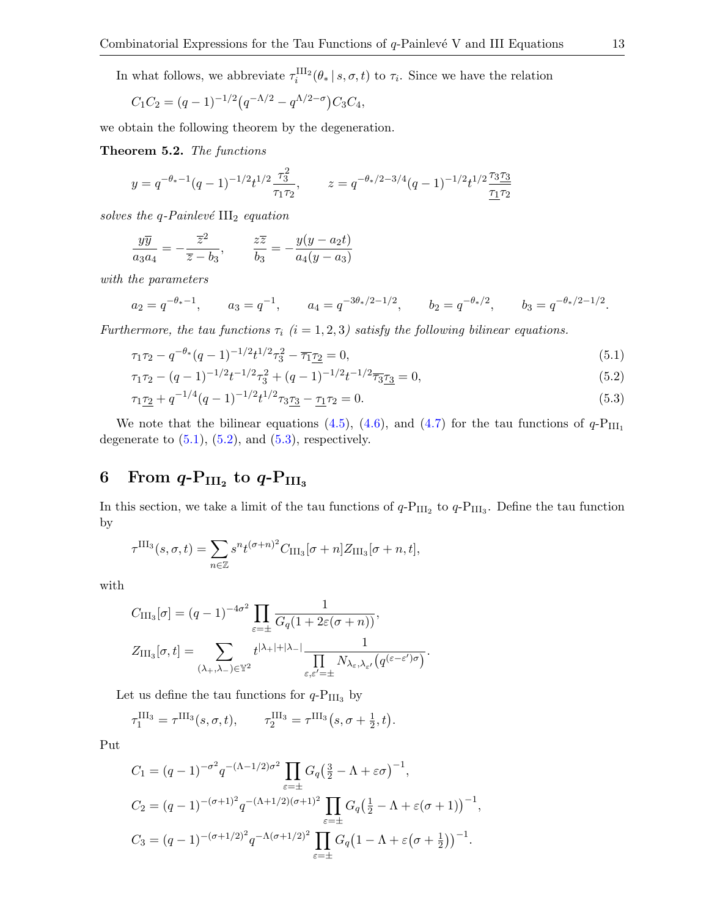In what follows, we abbreviate $\tau_i^{\mathrm{III}_2}(\theta_* \,|\, s, \sigma, t)$ to $\tau_i$. Since we have the relation

$$C_1C_2 = (q-1)^{-1/2}\big(q^{-\Lambda/2} - q^{\Lambda/2-\sigma}\big)C_3C_4,$$

we obtain the following theorem by the degeneration.

**Theorem 5.2.** *The functions*

$$y = q^{-\theta_*-1}(q-1)^{-1/2}t^{1/2}\frac{\tau_3^2}{\tau_1\tau_2}, \qquad z = q^{-\theta_*/2-3/4}(q-1)^{-1/2}t^{1/2}\frac{\tau_3\underline{\tau_3}}{\underline{\tau_1}\tau_2}$$

*solves the $q$-Painlevé $\mathrm{III}_2$ equation*

$$\frac{y\overline{y}}{a_3a_4} = -\frac{\overline{z}^2}{\overline{z}-b_3}, \qquad \frac{z\overline{z}}{b_3} = -\frac{y(y-a_2t)}{a_4(y-a_3)}$$

*with the parameters*

$$a_2 = q^{-\theta_*-1}, \qquad a_3 = q^{-1}, \qquad a_4 = q^{-3\theta_*/2-1/2}, \qquad b_2 = q^{-\theta_*/2}, \qquad b_3 = q^{-\theta_*/2-1/2}.$$

*Furthermore, the tau functions $\tau_i$ $(i = 1, 2, 3)$ satisfy the following bilinear equations.*

$$\tau_1\tau_2 - q^{-\theta_*}(q-1)^{-1/2}t^{1/2}\tau_3^2 - \overline{\tau_1}\underline{\tau_2} = 0, \tag{5.1}$$

$$\tau_1\tau_2 - (q-1)^{-1/2}t^{-1/2}\tau_3^2 + (q-1)^{-1/2}t^{-1/2}\overline{\tau_3}\underline{\tau_3} = 0, \tag{5.2}$$

$$\tau_1\underline{\tau_2} + q^{-1/4}(q-1)^{-1/2}t^{1/2}\tau_3\underline{\tau_3} - \underline{\tau_1}\tau_2 = 0. \tag{5.3}$$

We note that the bilinear equations (4.5), (4.6), and (4.7) for the tau functions of $q$-$\mathrm{P}_{\mathrm{III}_1}$ degenerate to (5.1), (5.2), and (5.3), respectively.

## 6 From $q$-$\mathrm{P}_{\mathrm{III}_2}$ to $q$-$\mathrm{P}_{\mathrm{III}_3}$

In this section, we take a limit of the tau functions of $q$-$\mathrm{P}_{\mathrm{III}_2}$ to $q$-$\mathrm{P}_{\mathrm{III}_3}$. Define the tau function by

$$\tau^{\mathrm{III}_3}(s, \sigma, t) = \sum_{n\in\mathbb{Z}} s^n t^{(\sigma+n)^2} C_{\mathrm{III}_3}[\sigma+n] Z_{\mathrm{III}_3}[\sigma+n, t],$$

with

$$C_{\mathrm{III}_3}[\sigma] = (q-1)^{-4\sigma^2}\prod_{\varepsilon=\pm}\frac{1}{G_q(1+2\varepsilon(\sigma+n))},$$

$$Z_{\mathrm{III}_3}[\sigma, t] = \sum_{(\lambda_+,\lambda_-)\in\mathbb{Y}^2} t^{|\lambda_+|+|\lambda_-|}\frac{1}{\prod\limits_{\varepsilon,\varepsilon'=\pm} N_{\lambda_\varepsilon,\lambda_{\varepsilon'}}\big(q^{(\varepsilon-\varepsilon')\sigma}\big)}.$$

Let us define the tau functions for $q$-$\mathrm{P}_{\mathrm{III}_3}$ by

$$\tau_1^{\mathrm{III}_3} = \tau^{\mathrm{III}_3}(s, \sigma, t), \qquad \tau_2^{\mathrm{III}_3} = \tau^{\mathrm{III}_3}\big(s, \sigma + \tfrac{1}{2}, t\big).$$

Put

$$C_1 = (q-1)^{-\sigma^2}q^{-(\Lambda-1/2)\sigma^2}\prod_{\varepsilon=\pm}G_q\big(\tfrac{3}{2} - \Lambda + \varepsilon\sigma\big)^{-1},$$

$$C_2 = (q-1)^{-(\sigma+1)^2}q^{-(\Lambda+1/2)(\sigma+1)^2}\prod_{\varepsilon=\pm}G_q\big(\tfrac{1}{2} - \Lambda + \varepsilon(\sigma+1)\big)^{-1},$$

$$C_3 = (q-1)^{-(\sigma+1/2)^2}q^{-\Lambda(\sigma+1/2)^2}\prod_{\varepsilon=\pm}G_q\big(1 - \Lambda + \varepsilon\big(\sigma + \tfrac{1}{2}\big)\big)^{-1}.$$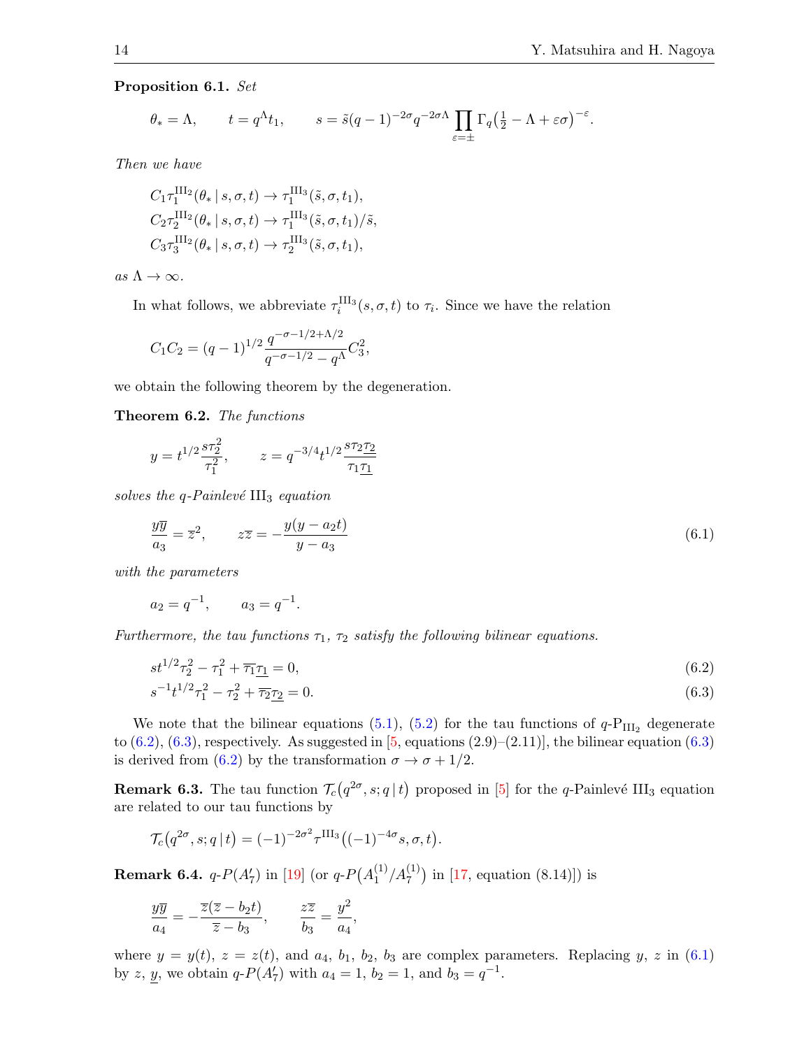**Proposition 6.1.** *Set*

$$\theta_* = \Lambda, \qquad t = q^{\Lambda} t_1, \qquad s = \tilde{s}(q-1)^{-2\sigma} q^{-2\sigma\Lambda} \prod_{\varepsilon=\pm} \Gamma_q\big(\tfrac{1}{2} - \Lambda + \varepsilon\sigma\big)^{-\varepsilon}.$$

*Then we have*

$$\begin{aligned}
&C_1 \tau_1^{\mathrm{III}_2}(\theta_* \,|\, s, \sigma, t) \to \tau_1^{\mathrm{III}_3}(\tilde{s}, \sigma, t_1),\\
&C_2 \tau_2^{\mathrm{III}_2}(\theta_* \,|\, s, \sigma, t) \to \tau_1^{\mathrm{III}_3}(\tilde{s}, \sigma, t_1)/\tilde{s},\\
&C_3 \tau_3^{\mathrm{III}_2}(\theta_* \,|\, s, \sigma, t) \to \tau_2^{\mathrm{III}_3}(\tilde{s}, \sigma, t_1),
\end{aligned}$$

*as* $\Lambda \to \infty$.

In what follows, we abbreviate $\tau_i^{\mathrm{III}_3}(s, \sigma, t)$ to $\tau_i$. Since we have the relation

$$C_1 C_2 = (q-1)^{1/2} \frac{q^{-\sigma-1/2+\Lambda/2}}{q^{-\sigma-1/2} - q^{\Lambda}} C_3^2,$$

we obtain the following theorem by the degeneration.

**Theorem 6.2.** *The functions*

$$y = t^{1/2} \frac{s\tau_2^2}{\tau_1^2}, \qquad z = q^{-3/4} t^{1/2} \frac{s\tau_2 \underline{\tau_2}}{\tau_1 \underline{\tau_1}}$$

*solves the q-Painlevé* $\mathrm{III}_3$ *equation*

$$\frac{y\overline{y}}{a_3} = \overline{z}^2, \qquad z\overline{z} = -\frac{y(y - a_2 t)}{y - a_3} \tag{6.1}$$

*with the parameters*

$$a_2 = q^{-1}, \qquad a_3 = q^{-1}.$$

*Furthermore, the tau functions* $\tau_1$*,* $\tau_2$ *satisfy the following bilinear equations.*

$$s t^{1/2} \tau_2^2 - \tau_1^2 + \overline{\tau_1}\underline{\tau_1} = 0, \tag{6.2}$$

$$s^{-1} t^{1/2} \tau_1^2 - \tau_2^2 + \overline{\tau_2}\underline{\tau_2} = 0. \tag{6.3}$$

We note that the bilinear equations (5.1), (5.2) for the tau functions of $q$-$\mathrm{P}_{\mathrm{III}_2}$ degenerate to (6.2), (6.3), respectively. As suggested in [5, equations (2.9)–(2.11)], the bilinear equation (6.3) is derived from (6.2) by the transformation $\sigma \to \sigma + 1/2$.

**Remark 6.3.** The tau function $\mathcal{T}_c\big(q^{2\sigma}, s; q \,|\, t\big)$ proposed in [5] for the $q$-Painlevé $\mathrm{III}_3$ equation are related to our tau functions by

$$\mathcal{T}_c\big(q^{2\sigma}, s; q \,|\, t\big) = (-1)^{-2\sigma^2} \tau^{\mathrm{III}_3}\big((-1)^{-4\sigma} s, \sigma, t\big).$$

**Remark 6.4.** $q$-$P(A_7')$ in [19] (or $q$-$P\big(A_1^{(1)}/A_7^{(1)}\big)$ in [17, equation (8.14)]) is

$$\frac{y\overline{y}}{a_4} = -\frac{\overline{z}(\overline{z} - b_2 t)}{\overline{z} - b_3}, \qquad \frac{z\overline{z}}{b_3} = \frac{y^2}{a_4},$$

where $y = y(t)$, $z = z(t)$, and $a_4$, $b_1$, $b_2$, $b_3$ are complex parameters. Replacing $y$, $z$ in (6.1) by $z$, $\underline{y}$, we obtain $q$-$P(A_7')$ with $a_4 = 1$, $b_2 = 1$, and $b_3 = q^{-1}$.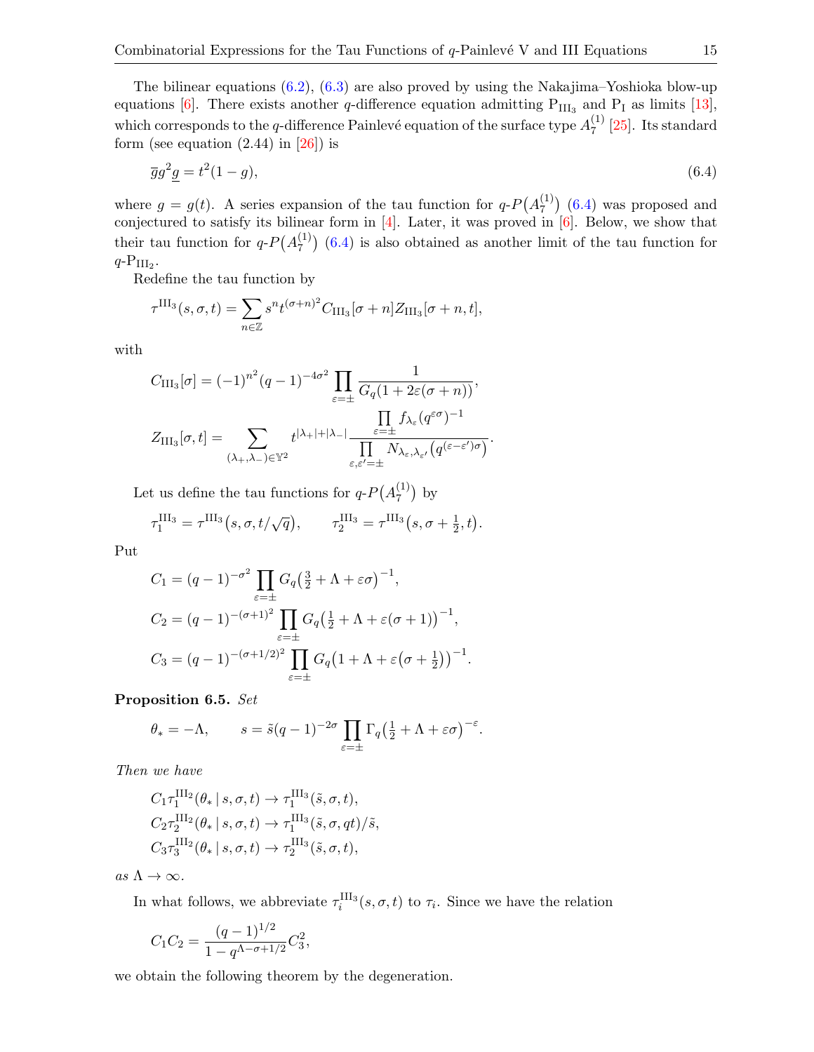The bilinear equations (6.2), (6.3) are also proved by using the Nakajima–Yoshioka blow-up equations [6]. There exists another $q$-difference equation admitting $\mathrm{P}_{\mathrm{III}_3}$ and $\mathrm{P}_{\mathrm{I}}$ as limits [13], which corresponds to the $q$-difference Painlevé equation of the surface type $A_7^{(1)}$ [25]. Its standard form (see equation (2.44) in [26]) is

$$\overline{g}g^2\underline{g} = t^2(1-g), \tag{6.4}$$

where $g = g(t)$. A series expansion of the tau function for $q$-$P\bigl(A_7^{(1)}\bigr)$ (6.4) was proposed and conjectured to satisfy its bilinear form in [4]. Later, it was proved in [6]. Below, we show that their tau function for $q$-$P\bigl(A_7^{(1)}\bigr)$ (6.4) is also obtained as another limit of the tau function for $q$-$\mathrm{P}_{\mathrm{III}_2}$.

Redefine the tau function by

$$\tau^{\mathrm{III}_3}(s,\sigma,t) = \sum_{n\in\mathbb{Z}} s^n t^{(\sigma+n)^2} C_{\mathrm{III}_3}[\sigma+n] Z_{\mathrm{III}_3}[\sigma+n,t],$$

with

$$C_{\mathrm{III}_3}[\sigma] = (-1)^{n^2}(q-1)^{-4\sigma^2}\prod_{\varepsilon=\pm}\frac{1}{G_q(1+2\varepsilon(\sigma+n))},$$

$$Z_{\mathrm{III}_3}[\sigma,t] = \sum_{(\lambda_+,\lambda_-)\in\mathbb{Y}^2} t^{|\lambda_+|+|\lambda_-|}\frac{\prod\limits_{\varepsilon=\pm} f_{\lambda_\varepsilon}(q^{\varepsilon\sigma})^{-1}}{\prod\limits_{\varepsilon,\varepsilon'=\pm} N_{\lambda_\varepsilon,\lambda_{\varepsilon'}}\bigl(q^{(\varepsilon-\varepsilon')\sigma}\bigr)}.$$

Let us define the tau functions for $q$-$P\bigl(A_7^{(1)}\bigr)$ by

$$\tau_1^{\mathrm{III}_3} = \tau^{\mathrm{III}_3}\bigl(s,\sigma,t/\sqrt{q}\bigr), \qquad \tau_2^{\mathrm{III}_3} = \tau^{\mathrm{III}_3}\bigl(s,\sigma+\tfrac{1}{2},t\bigr).$$

Put

$$C_1 = (q-1)^{-\sigma^2}\prod_{\varepsilon=\pm} G_q\bigl(\tfrac{3}{2}+\Lambda+\varepsilon\sigma\bigr)^{-1},$$

$$C_2 = (q-1)^{-(\sigma+1)^2}\prod_{\varepsilon=\pm} G_q\bigl(\tfrac{1}{2}+\Lambda+\varepsilon(\sigma+1)\bigr)^{-1},$$

$$C_3 = (q-1)^{-(\sigma+1/2)^2}\prod_{\varepsilon=\pm} G_q\bigl(1+\Lambda+\varepsilon\bigl(\sigma+\tfrac{1}{2}\bigr)\bigr)^{-1}.$$

**Proposition 6.5.** *Set*

$$\theta_* = -\Lambda, \qquad s = \tilde{s}(q-1)^{-2\sigma}\prod_{\varepsilon=\pm}\Gamma_q\bigl(\tfrac{1}{2}+\Lambda+\varepsilon\sigma\bigr)^{-\varepsilon}.$$

*Then we have*

$$C_1\tau_1^{\mathrm{III}_2}(\theta_*\,|\,s,\sigma,t) \to \tau_1^{\mathrm{III}_3}(\tilde{s},\sigma,t),$$

$$C_2\tau_2^{\mathrm{III}_2}(\theta_*\,|\,s,\sigma,t) \to \tau_1^{\mathrm{III}_3}(\tilde{s},\sigma,qt)/\tilde{s},$$

$$C_3\tau_3^{\mathrm{III}_2}(\theta_*\,|\,s,\sigma,t) \to \tau_2^{\mathrm{III}_3}(\tilde{s},\sigma,t),$$

*as* $\Lambda\to\infty$.

In what follows, we abbreviate $\tau_i^{\mathrm{III}_3}(s,\sigma,t)$ to $\tau_i$. Since we have the relation

$$C_1C_2 = \frac{(q-1)^{1/2}}{1-q^{\Lambda-\sigma+1/2}}C_3^2,$$

we obtain the following theorem by the degeneration.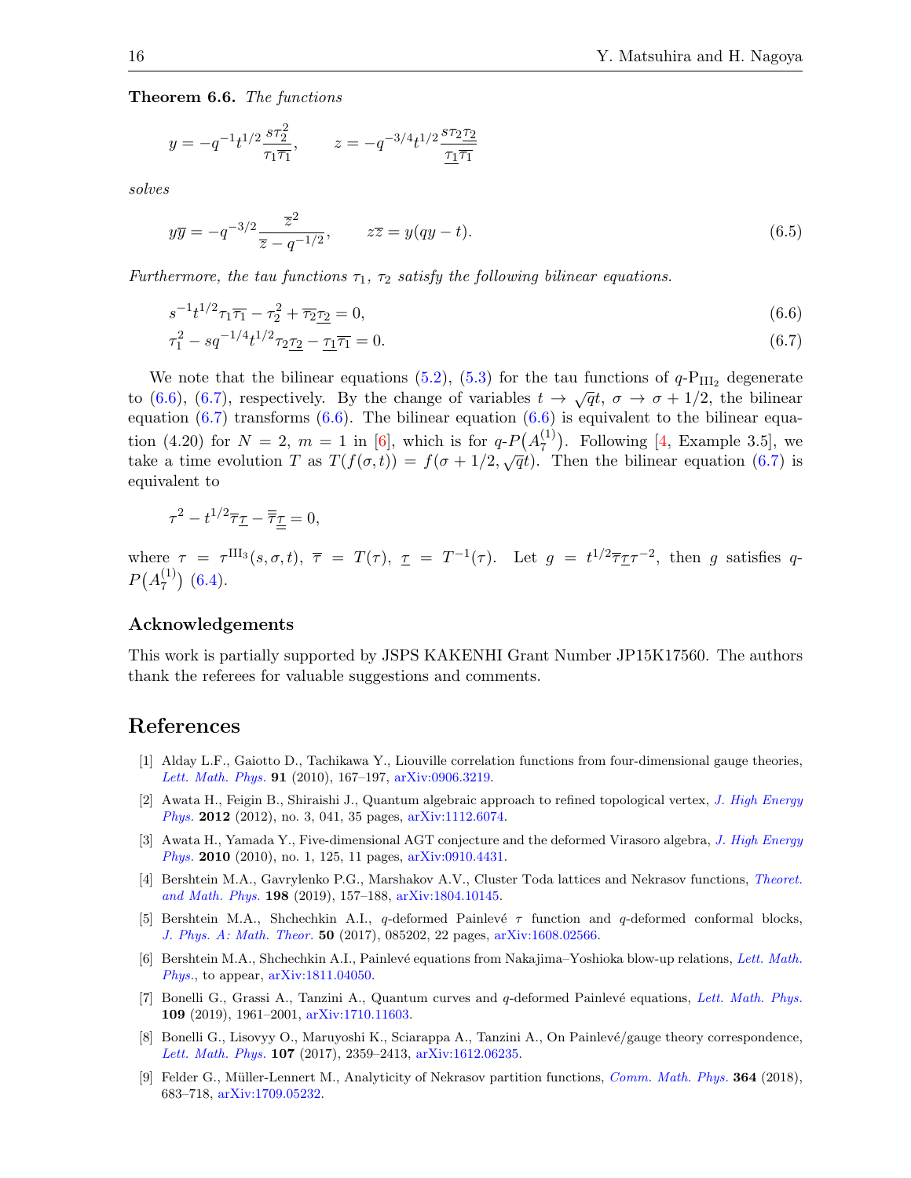**Theorem 6.6.** *The functions*

$$y = -q^{-1}t^{1/2}\frac{s\tau_2^2}{\tau_1\overline{\tau_1}}, \qquad z = -q^{-3/4}t^{1/2}\frac{s\tau_2\underline{\tau_2}}{\underline{\tau_1}\overline{\tau_1}}$$

*solves*

$$y\overline{y} = -q^{-3/2}\frac{\overline{z}^2}{\overline{z}-q^{-1/2}}, \qquad z\overline{z} = y(qy-t). \tag{6.5}$$

*Furthermore, the tau functions $\tau_1$, $\tau_2$ satisfy the following bilinear equations.*

$$s^{-1}t^{1/2}\tau_1\overline{\tau_1} - \tau_2^2 + \overline{\tau_2}\underline{\tau_2} = 0, \tag{6.6}$$

$$\tau_1^2 - sq^{-1/4}t^{1/2}\tau_2\underline{\tau_2} - \underline{\tau_1}\overline{\tau_1} = 0. \tag{6.7}$$

We note that the bilinear equations (5.2), (5.3) for the tau functions of $q$-$\mathrm{P}_{\mathrm{III}_2}$ degenerate to (6.6), (6.7), respectively. By the change of variables $t \to \sqrt{q}t$, $\sigma \to \sigma + 1/2$, the bilinear equation (6.7) transforms (6.6). The bilinear equation (6.6) is equivalent to the bilinear equation (4.20) for $N = 2$, $m = 1$ in [6], which is for $q$-$P\big(A_7^{(1)}\big)$. Following [4, Example 3.5], we take a time evolution $T$ as $T(f(\sigma,t)) = f(\sigma + 1/2, \sqrt{q}t)$. Then the bilinear equation (6.7) is equivalent to

$$\tau^2 - t^{1/2}\overline{\tau}\underline{\tau} - \overline{\overline{\tau}}\underline{\underline{\tau}} = 0,$$

where $\tau = \tau^{\mathrm{III}_3}(s,\sigma,t)$, $\overline{\tau} = T(\tau)$, $\underline{\tau} = T^{-1}(\tau)$. Let $g = t^{1/2}\overline{\tau}\underline{\tau}\tau^{-2}$, then $g$ satisfies $q$-$P\big(A_7^{(1)}\big)$ (6.4).

### Acknowledgements

This work is partially supported by JSPS KAKENHI Grant Number JP15K17560. The authors thank the referees for valuable suggestions and comments.

## References

[1] Alday L.F., Gaiotto D., Tachikawa Y., Liouville correlation functions from four-dimensional gauge theories, *Lett. Math. Phys.* **91** (2010), 167–197, arXiv:0906.3219.

[2] Awata H., Feigin B., Shiraishi J., Quantum algebraic approach to refined topological vertex, *J. High Energy Phys.* **2012** (2012), no. 3, 041, 35 pages, arXiv:1112.6074.

[3] Awata H., Yamada Y., Five-dimensional AGT conjecture and the deformed Virasoro algebra, *J. High Energy Phys.* **2010** (2010), no. 1, 125, 11 pages, arXiv:0910.4431.

[4] Bershtein M.A., Gavrylenko P.G., Marshakov A.V., Cluster Toda lattices and Nekrasov functions, *Theoret. and Math. Phys.* **198** (2019), 157–188, arXiv:1804.10145.

[5] Bershtein M.A., Shchechkin A.I., $q$-deformed Painlevé $\tau$ function and $q$-deformed conformal blocks, *J. Phys. A: Math. Theor.* **50** (2017), 085202, 22 pages, arXiv:1608.02566.

[6] Bershtein M.A., Shchechkin A.I., Painlevé equations from Nakajima–Yoshioka blow-up relations, *Lett. Math. Phys.*, to appear, arXiv:1811.04050.

[7] Bonelli G., Grassi A., Tanzini A., Quantum curves and $q$-deformed Painlevé equations, *Lett. Math. Phys.* **109** (2019), 1961–2001, arXiv:1710.11603.

[8] Bonelli G., Lisovyy O., Maruyoshi K., Sciarappa A., Tanzini A., On Painlevé/gauge theory correspondence, *Lett. Math. Phys.* **107** (2017), 2359–2413, arXiv:1612.06235.

[9] Felder G., Müller-Lennert M., Analyticity of Nekrasov partition functions, *Comm. Math. Phys.* **364** (2018), 683–718, arXiv:1709.05232.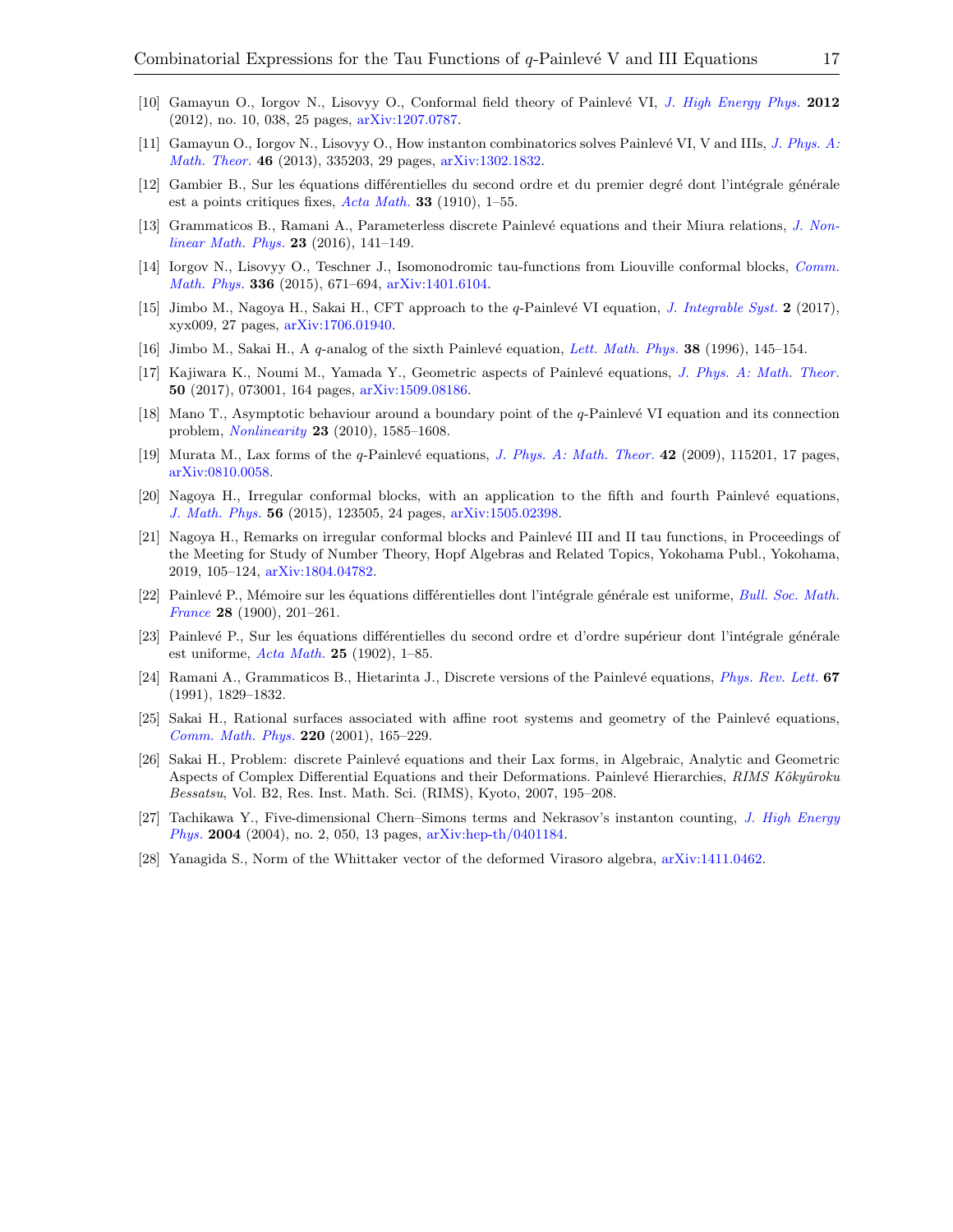[10] Gamayun O., Iorgov N., Lisovyy O., Conformal field theory of Painlevé VI, *J. High Energy Phys.* **2012** (2012), no. 10, 038, 25 pages, arXiv:1207.0787.

[11] Gamayun O., Iorgov N., Lisovyy O., How instanton combinatorics solves Painlevé VI, V and IIIs, *J. Phys. A: Math. Theor.* **46** (2013), 335203, 29 pages, arXiv:1302.1832.

[12] Gambier B., Sur les équations différentielles du second ordre et du premier degré dont l'intégrale générale est a points critiques fixes, *Acta Math.* **33** (1910), 1–55.

[13] Grammaticos B., Ramani A., Parameterless discrete Painlevé equations and their Miura relations, *J. Nonlinear Math. Phys.* **23** (2016), 141–149.

[14] Iorgov N., Lisovyy O., Teschner J., Isomonodromic tau-functions from Liouville conformal blocks, *Comm. Math. Phys.* **336** (2015), 671–694, arXiv:1401.6104.

[15] Jimbo M., Nagoya H., Sakai H., CFT approach to the $q$-Painlevé VI equation, *J. Integrable Syst.* **2** (2017), xyx009, 27 pages, arXiv:1706.01940.

[16] Jimbo M., Sakai H., A $q$-analog of the sixth Painlevé equation, *Lett. Math. Phys.* **38** (1996), 145–154.

[17] Kajiwara K., Noumi M., Yamada Y., Geometric aspects of Painlevé equations, *J. Phys. A: Math. Theor.* **50** (2017), 073001, 164 pages, arXiv:1509.08186.

[18] Mano T., Asymptotic behaviour around a boundary point of the $q$-Painlevé VI equation and its connection problem, *Nonlinearity* **23** (2010), 1585–1608.

[19] Murata M., Lax forms of the $q$-Painlevé equations, *J. Phys. A: Math. Theor.* **42** (2009), 115201, 17 pages, arXiv:0810.0058.

[20] Nagoya H., Irregular conformal blocks, with an application to the fifth and fourth Painlevé equations, *J. Math. Phys.* **56** (2015), 123505, 24 pages, arXiv:1505.02398.

[21] Nagoya H., Remarks on irregular conformal blocks and Painlevé III and II tau functions, in Proceedings of the Meeting for Study of Number Theory, Hopf Algebras and Related Topics, Yokohama Publ., Yokohama, 2019, 105–124, arXiv:1804.04782.

[22] Painlevé P., Mémoire sur les équations différentielles dont l'intégrale générale est uniforme, *Bull. Soc. Math. France* **28** (1900), 201–261.

[23] Painlevé P., Sur les équations différentielles du second ordre et d'ordre supérieur dont l'intégrale générale est uniforme, *Acta Math.* **25** (1902), 1–85.

[24] Ramani A., Grammaticos B., Hietarinta J., Discrete versions of the Painlevé equations, *Phys. Rev. Lett.* **67** (1991), 1829–1832.

[25] Sakai H., Rational surfaces associated with affine root systems and geometry of the Painlevé equations, *Comm. Math. Phys.* **220** (2001), 165–229.

[26] Sakai H., Problem: discrete Painlevé equations and their Lax forms, in Algebraic, Analytic and Geometric Aspects of Complex Differential Equations and their Deformations. Painlevé Hierarchies, *RIMS Kôkyûroku Bessatsu*, Vol. B2, Res. Inst. Math. Sci. (RIMS), Kyoto, 2007, 195–208.

[27] Tachikawa Y., Five-dimensional Chern–Simons terms and Nekrasov's instanton counting, *J. High Energy Phys.* **2004** (2004), no. 2, 050, 13 pages, arXiv:hep-th/0401184.

[28] Yanagida S., Norm of the Whittaker vector of the deformed Virasoro algebra, arXiv:1411.0462.